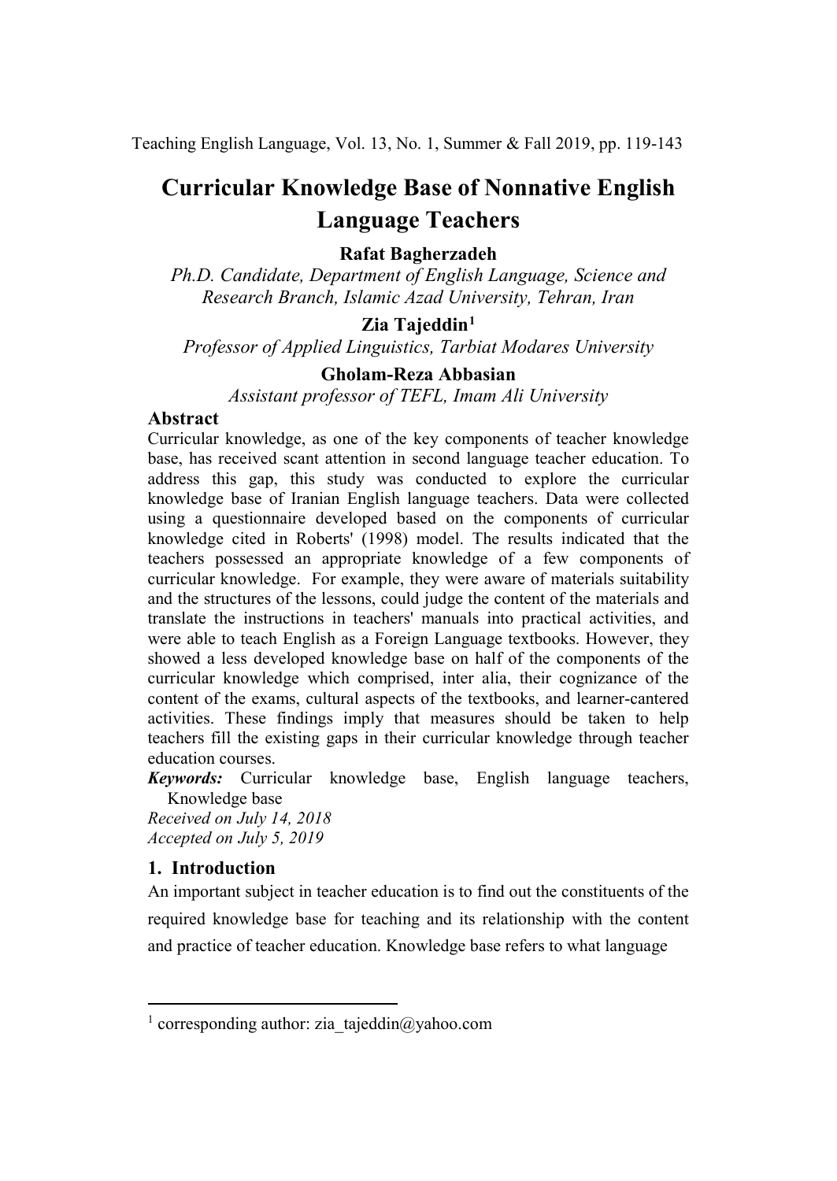# Curricular Knowledge Base of Nonnative English Language Teachers

**Rafat Bagherzadeh**

*Ph.D. Candidate, Department of English Language, Science and Research Branch, Islamic Azad University, Tehran, Iran*

**Zia Tajeddin**[1]

*Professor of Applied Linguistics, Tarbiat Modares University*

**Gholam-Reza Abbasian**

*Assistant professor of TEFL, Imam Ali University*

## Abstract

Curricular knowledge, as one of the key components of teacher knowledge base, has received scant attention in second language teacher education. To address this gap, this study was conducted to explore the curricular knowledge base of Iranian English language teachers. Data were collected using a questionnaire developed based on the components of curricular knowledge cited in Roberts' (1998) model. The results indicated that the teachers possessed an appropriate knowledge of a few components of curricular knowledge. For example, they were aware of materials suitability and the structures of the lessons, could judge the content of the materials and translate the instructions in teachers' manuals into practical activities, and were able to teach English as a Foreign Language textbooks. However, they showed a less developed knowledge base on half of the components of the curricular knowledge which comprised, inter alia, their cognizance of the content of the exams, cultural aspects of the textbooks, and learner-cantered activities. These findings imply that measures should be taken to help teachers fill the existing gaps in their curricular knowledge through teacher education courses.

***Keywords:*** Curricular knowledge base, English language teachers, Knowledge base

*Received on July 14, 2018*

*Accepted on July 5, 2019*

## 1. Introduction

An important subject in teacher education is to find out the constituents of the required knowledge base for teaching and its relationship with the content and practice of teacher education. Knowledge base refers to what language

[1] corresponding author: zia_tajeddin@yahoo.com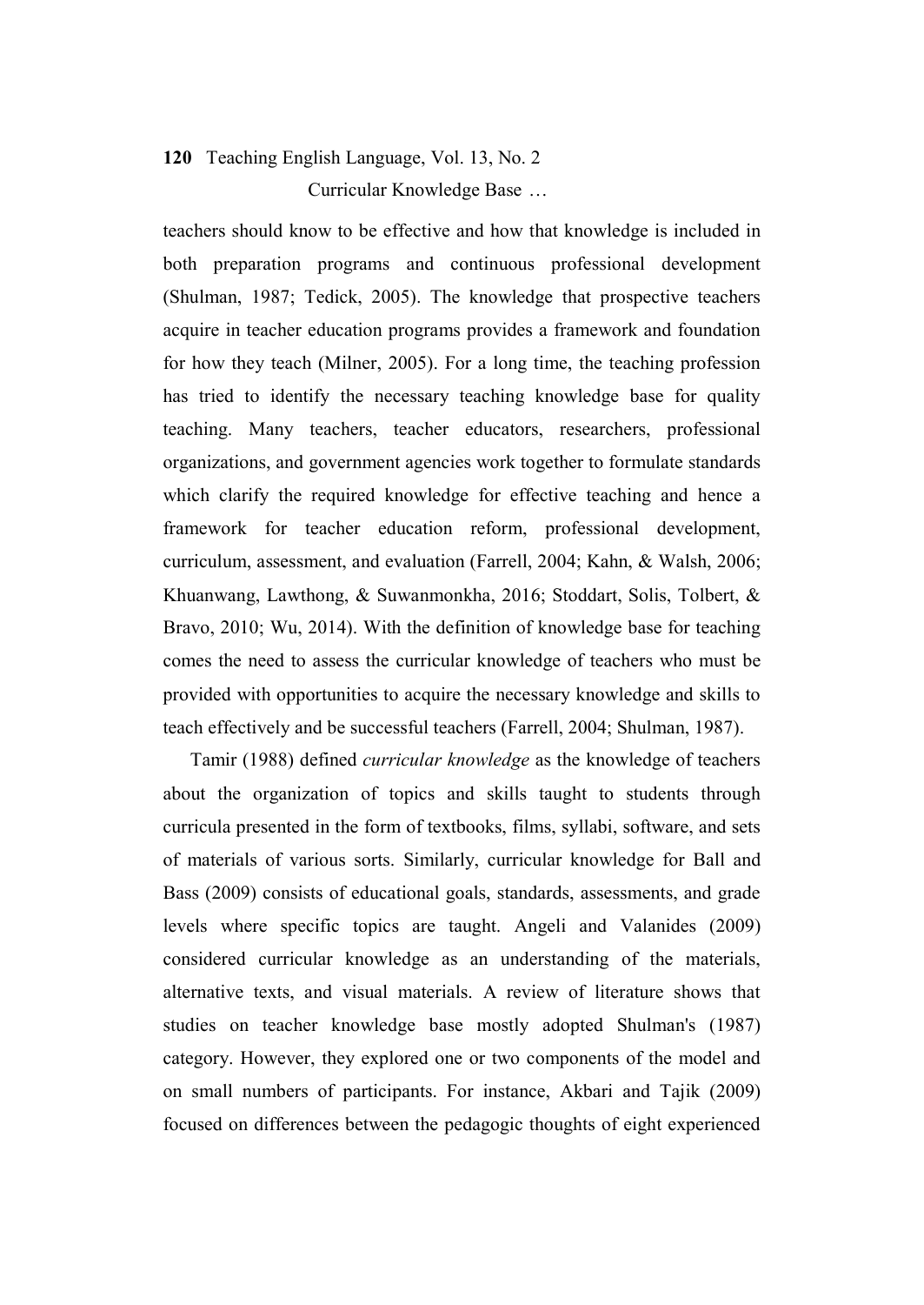teachers should know to be effective and how that knowledge is included in both preparation programs and continuous professional development (Shulman, 1987; Tedick, 2005). The knowledge that prospective teachers acquire in teacher education programs provides a framework and foundation for how they teach (Milner, 2005). For a long time, the teaching profession has tried to identify the necessary teaching knowledge base for quality teaching. Many teachers, teacher educators, researchers, professional organizations, and government agencies work together to formulate standards which clarify the required knowledge for effective teaching and hence a framework for teacher education reform, professional development, curriculum, assessment, and evaluation (Farrell, 2004; Kahn, & Walsh, 2006; Khuanwang, Lawthong, & Suwanmonkha, 2016; Stoddart, Solis, Tolbert, & Bravo, 2010; Wu, 2014). With the definition of knowledge base for teaching comes the need to assess the curricular knowledge of teachers who must be provided with opportunities to acquire the necessary knowledge and skills to teach effectively and be successful teachers (Farrell, 2004; Shulman, 1987).

Tamir (1988) defined *curricular knowledge* as the knowledge of teachers about the organization of topics and skills taught to students through curricula presented in the form of textbooks, films, syllabi, software, and sets of materials of various sorts. Similarly, curricular knowledge for Ball and Bass (2009) consists of educational goals, standards, assessments, and grade levels where specific topics are taught. Angeli and Valanides (2009) considered curricular knowledge as an understanding of the materials, alternative texts, and visual materials. A review of literature shows that studies on teacher knowledge base mostly adopted Shulman's (1987) category. However, they explored one or two components of the model and on small numbers of participants. For instance, Akbari and Tajik (2009) focused on differences between the pedagogic thoughts of eight experienced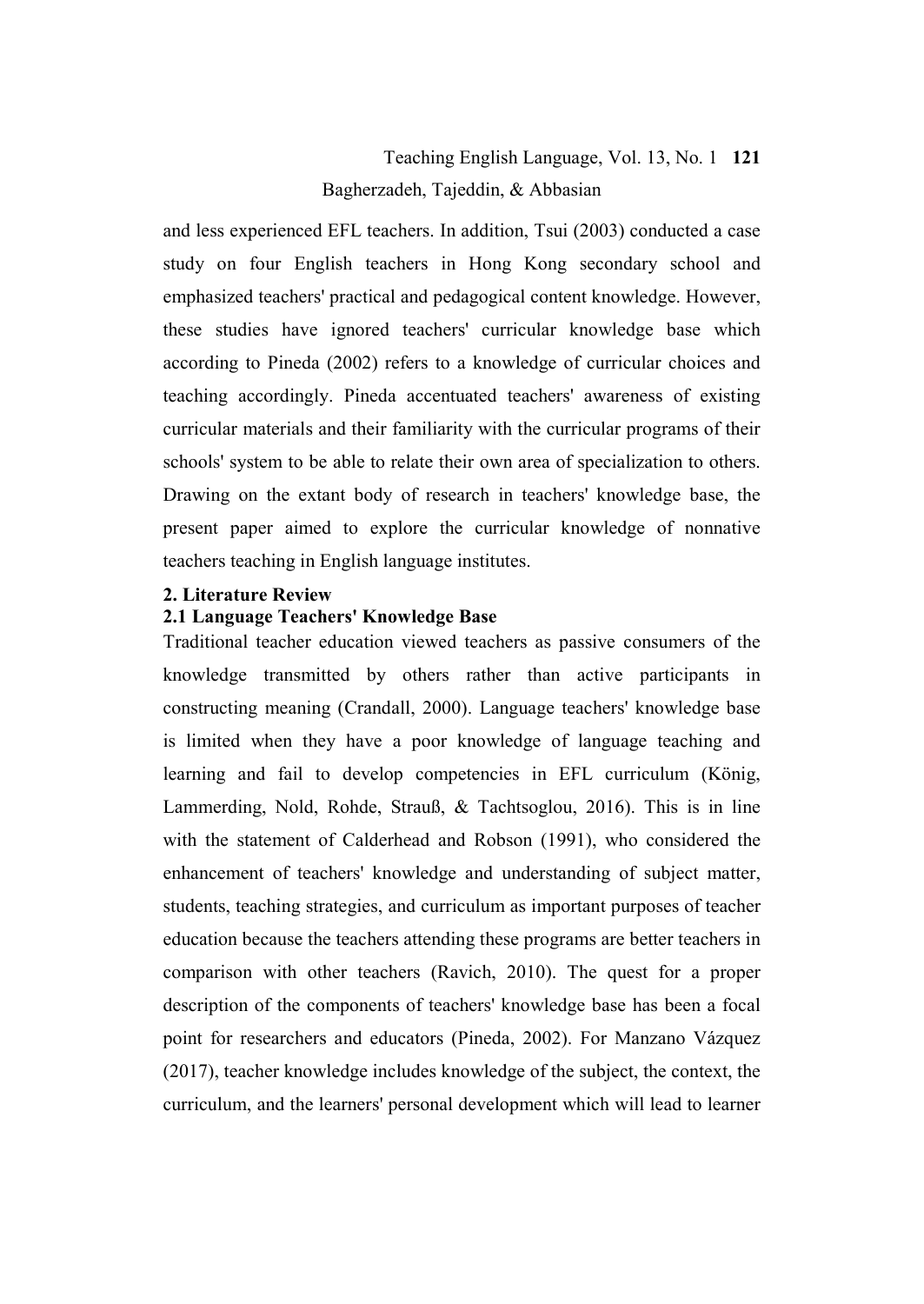and less experienced EFL teachers. In addition, Tsui (2003) conducted a case study on four English teachers in Hong Kong secondary school and emphasized teachers' practical and pedagogical content knowledge. However, these studies have ignored teachers' curricular knowledge base which according to Pineda (2002) refers to a knowledge of curricular choices and teaching accordingly. Pineda accentuated teachers' awareness of existing curricular materials and their familiarity with the curricular programs of their schools' system to be able to relate their own area of specialization to others. Drawing on the extant body of research in teachers' knowledge base, the present paper aimed to explore the curricular knowledge of nonnative teachers teaching in English language institutes.

## 2. Literature Review

### 2.1 Language Teachers' Knowledge Base

Traditional teacher education viewed teachers as passive consumers of the knowledge transmitted by others rather than active participants in constructing meaning (Crandall, 2000). Language teachers' knowledge base is limited when they have a poor knowledge of language teaching and learning and fail to develop competencies in EFL curriculum (König, Lammerding, Nold, Rohde, Strauß, & Tachtsoglou, 2016). This is in line with the statement of Calderhead and Robson (1991), who considered the enhancement of teachers' knowledge and understanding of subject matter, students, teaching strategies, and curriculum as important purposes of teacher education because the teachers attending these programs are better teachers in comparison with other teachers (Ravich, 2010). The quest for a proper description of the components of teachers' knowledge base has been a focal point for researchers and educators (Pineda, 2002). For Manzano Vázquez (2017), teacher knowledge includes knowledge of the subject, the context, the curriculum, and the learners' personal development which will lead to learner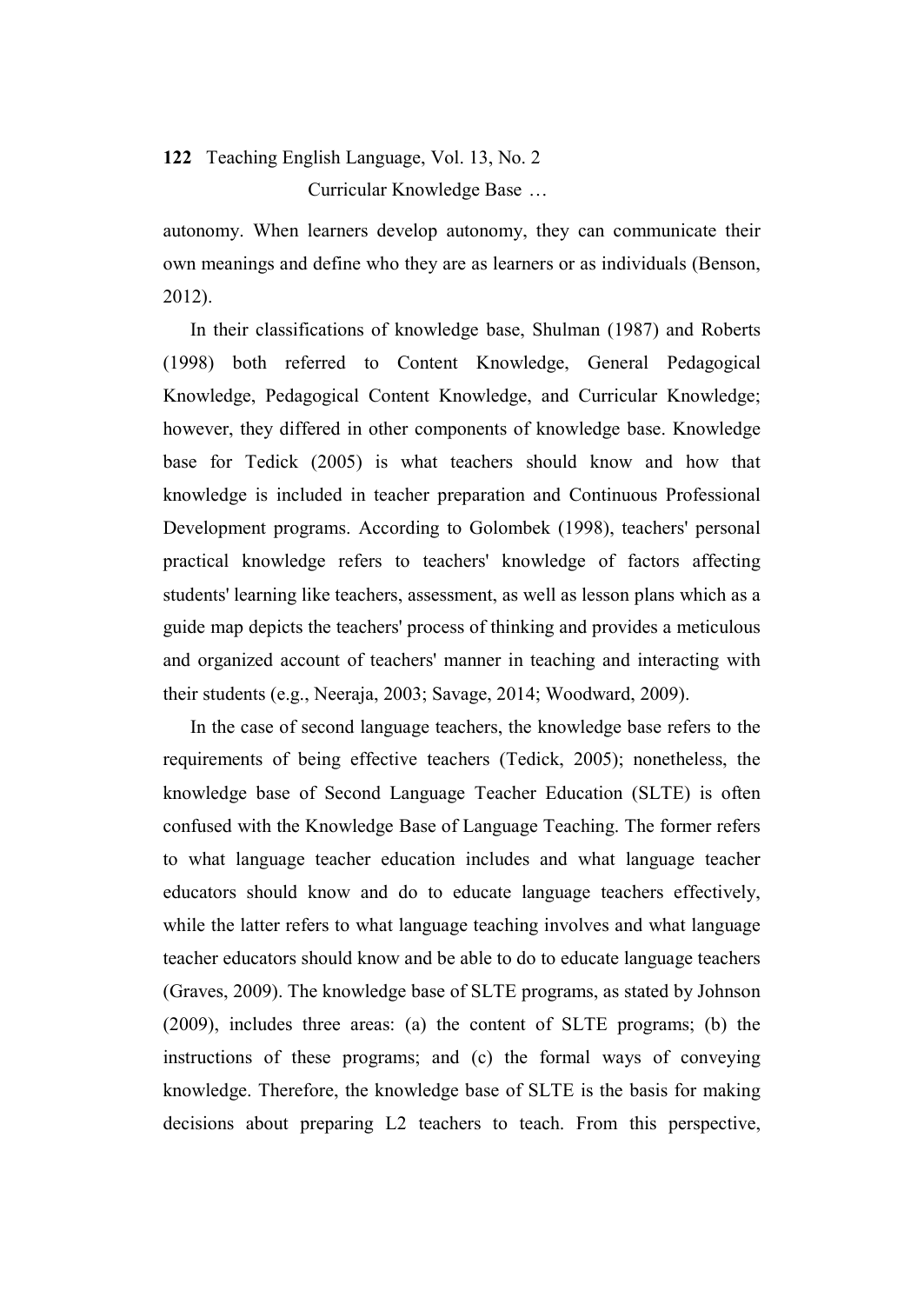autonomy. When learners develop autonomy, they can communicate their own meanings and define who they are as learners or as individuals (Benson, 2012).

In their classifications of knowledge base, Shulman (1987) and Roberts (1998) both referred to Content Knowledge, General Pedagogical Knowledge, Pedagogical Content Knowledge, and Curricular Knowledge; however, they differed in other components of knowledge base. Knowledge base for Tedick (2005) is what teachers should know and how that knowledge is included in teacher preparation and Continuous Professional Development programs. According to Golombek (1998), teachers' personal practical knowledge refers to teachers' knowledge of factors affecting students' learning like teachers, assessment, as well as lesson plans which as a guide map depicts the teachers' process of thinking and provides a meticulous and organized account of teachers' manner in teaching and interacting with their students (e.g., Neeraja, 2003; Savage, 2014; Woodward, 2009).

In the case of second language teachers, the knowledge base refers to the requirements of being effective teachers (Tedick, 2005); nonetheless, the knowledge base of Second Language Teacher Education (SLTE) is often confused with the Knowledge Base of Language Teaching. The former refers to what language teacher education includes and what language teacher educators should know and do to educate language teachers effectively, while the latter refers to what language teaching involves and what language teacher educators should know and be able to do to educate language teachers (Graves, 2009). The knowledge base of SLTE programs, as stated by Johnson (2009), includes three areas: (a) the content of SLTE programs; (b) the instructions of these programs; and (c) the formal ways of conveying knowledge. Therefore, the knowledge base of SLTE is the basis for making decisions about preparing L2 teachers to teach. From this perspective,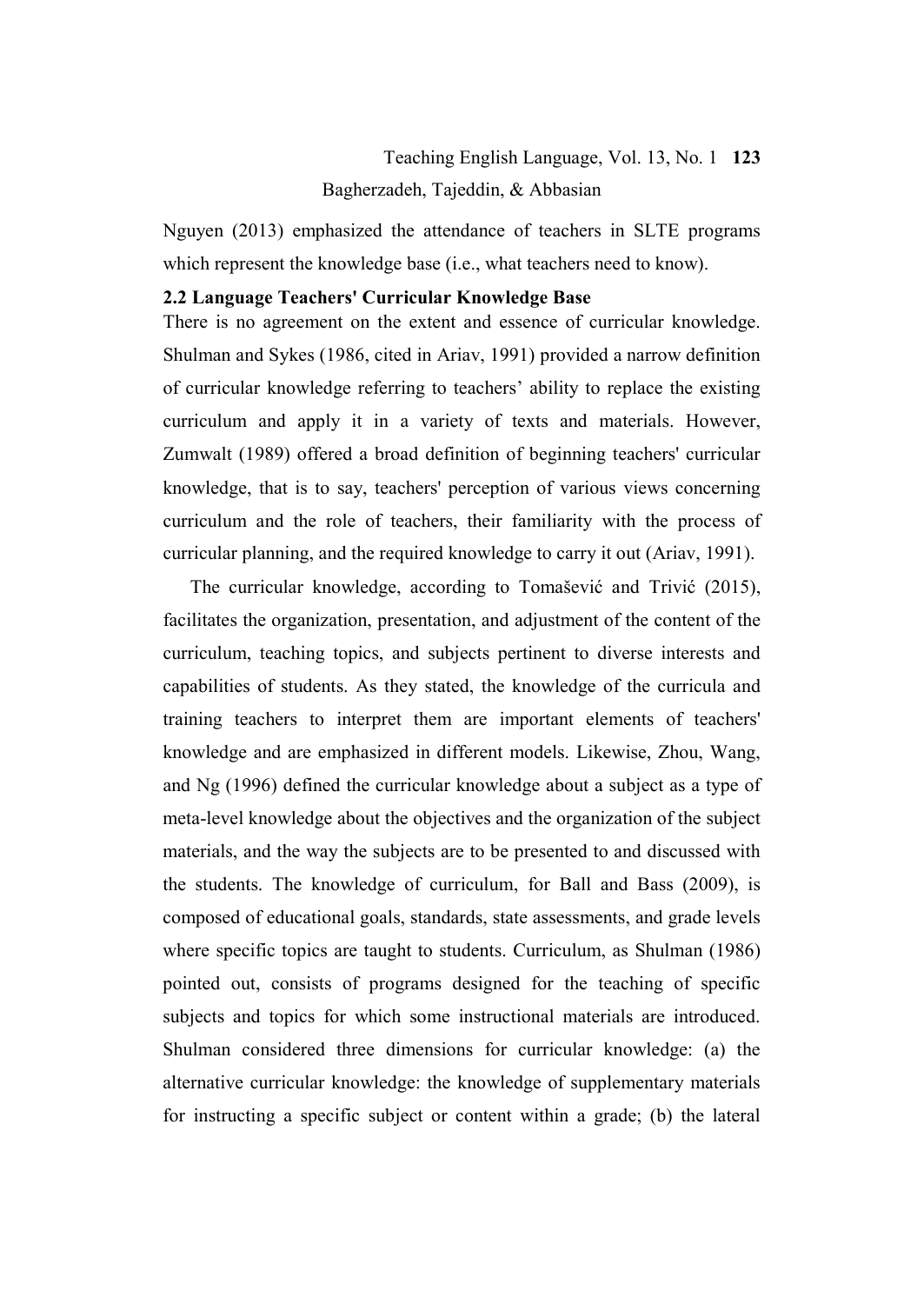Nguyen (2013) emphasized the attendance of teachers in SLTE programs which represent the knowledge base (i.e., what teachers need to know).

## 2.2 Language Teachers' Curricular Knowledge Base

There is no agreement on the extent and essence of curricular knowledge. Shulman and Sykes (1986, cited in Ariav, 1991) provided a narrow definition of curricular knowledge referring to teachers' ability to replace the existing curriculum and apply it in a variety of texts and materials. However, Zumwalt (1989) offered a broad definition of beginning teachers' curricular knowledge, that is to say, teachers' perception of various views concerning curriculum and the role of teachers, their familiarity with the process of curricular planning, and the required knowledge to carry it out (Ariav, 1991).

The curricular knowledge, according to Tomašević and Trivić (2015), facilitates the organization, presentation, and adjustment of the content of the curriculum, teaching topics, and subjects pertinent to diverse interests and capabilities of students. As they stated, the knowledge of the curricula and training teachers to interpret them are important elements of teachers' knowledge and are emphasized in different models. Likewise, Zhou, Wang, and Ng (1996) defined the curricular knowledge about a subject as a type of meta-level knowledge about the objectives and the organization of the subject materials, and the way the subjects are to be presented to and discussed with the students. The knowledge of curriculum, for Ball and Bass (2009), is composed of educational goals, standards, state assessments, and grade levels where specific topics are taught to students. Curriculum, as Shulman (1986) pointed out, consists of programs designed for the teaching of specific subjects and topics for which some instructional materials are introduced. Shulman considered three dimensions for curricular knowledge: (a) the alternative curricular knowledge: the knowledge of supplementary materials for instructing a specific subject or content within a grade; (b) the lateral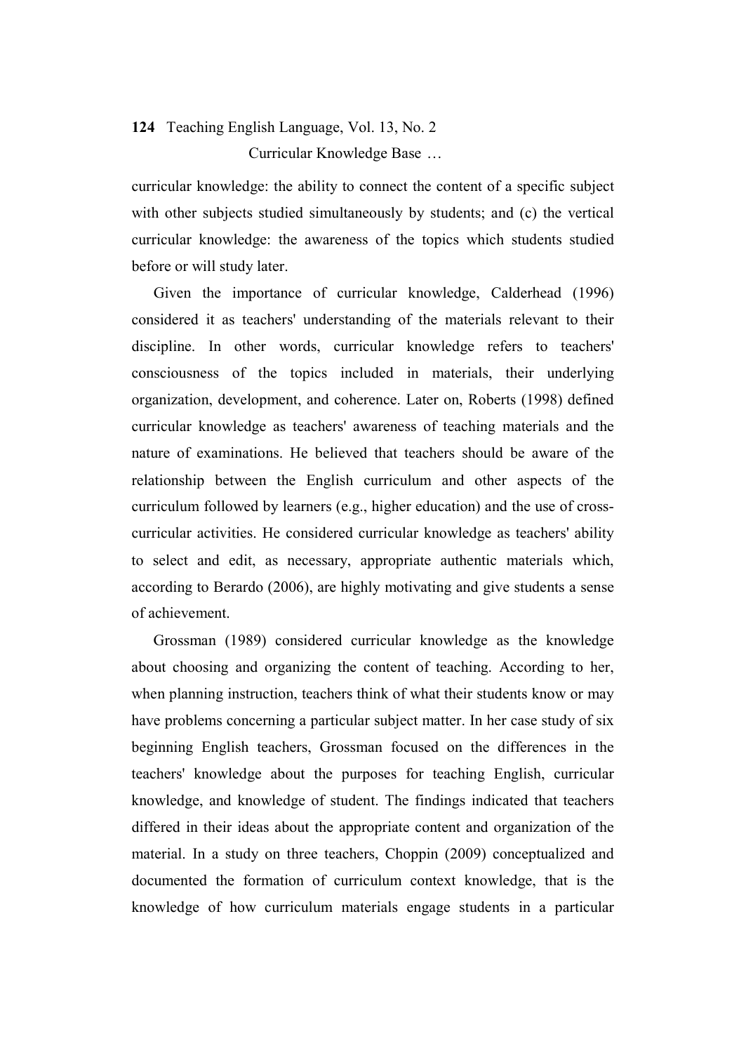curricular knowledge: the ability to connect the content of a specific subject with other subjects studied simultaneously by students; and (c) the vertical curricular knowledge: the awareness of the topics which students studied before or will study later.

Given the importance of curricular knowledge, Calderhead (1996) considered it as teachers' understanding of the materials relevant to their discipline. In other words, curricular knowledge refers to teachers' consciousness of the topics included in materials, their underlying organization, development, and coherence. Later on, Roberts (1998) defined curricular knowledge as teachers' awareness of teaching materials and the nature of examinations. He believed that teachers should be aware of the relationship between the English curriculum and other aspects of the curriculum followed by learners (e.g., higher education) and the use of cross-curricular activities. He considered curricular knowledge as teachers' ability to select and edit, as necessary, appropriate authentic materials which, according to Berardo (2006), are highly motivating and give students a sense of achievement.

Grossman (1989) considered curricular knowledge as the knowledge about choosing and organizing the content of teaching. According to her, when planning instruction, teachers think of what their students know or may have problems concerning a particular subject matter. In her case study of six beginning English teachers, Grossman focused on the differences in the teachers' knowledge about the purposes for teaching English, curricular knowledge, and knowledge of student. The findings indicated that teachers differed in their ideas about the appropriate content and organization of the material. In a study on three teachers, Choppin (2009) conceptualized and documented the formation of curriculum context knowledge, that is the knowledge of how curriculum materials engage students in a particular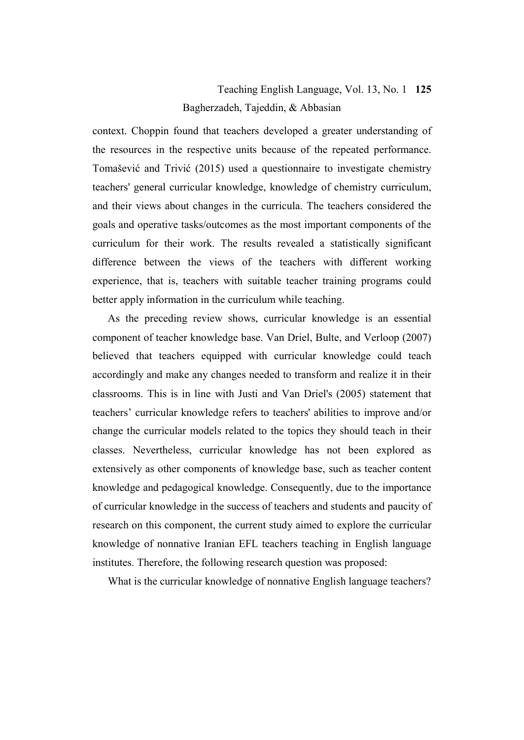context. Choppin found that teachers developed a greater understanding of the resources in the respective units because of the repeated performance. Tomašević and Trivić (2015) used a questionnaire to investigate chemistry teachers' general curricular knowledge, knowledge of chemistry curriculum, and their views about changes in the curricula. The teachers considered the goals and operative tasks/outcomes as the most important components of the curriculum for their work. The results revealed a statistically significant difference between the views of the teachers with different working experience, that is, teachers with suitable teacher training programs could better apply information in the curriculum while teaching.

As the preceding review shows, curricular knowledge is an essential component of teacher knowledge base. Van Driel, Bulte, and Verloop (2007) believed that teachers equipped with curricular knowledge could teach accordingly and make any changes needed to transform and realize it in their classrooms. This is in line with Justi and Van Driel's (2005) statement that teachers' curricular knowledge refers to teachers' abilities to improve and/or change the curricular models related to the topics they should teach in their classes. Nevertheless, curricular knowledge has not been explored as extensively as other components of knowledge base, such as teacher content knowledge and pedagogical knowledge. Consequently, due to the importance of curricular knowledge in the success of teachers and students and paucity of research on this component, the current study aimed to explore the curricular knowledge of nonnative Iranian EFL teachers teaching in English language institutes. Therefore, the following research question was proposed:

What is the curricular knowledge of nonnative English language teachers?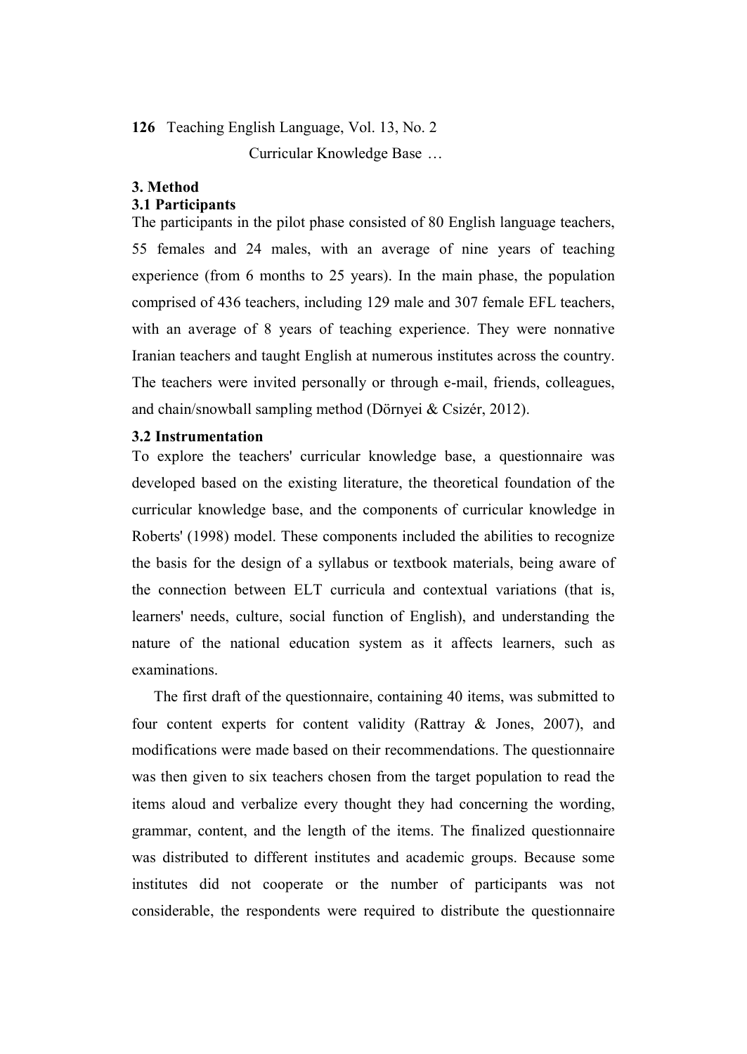## 3. Method

### 3.1 Participants

The participants in the pilot phase consisted of 80 English language teachers, 55 females and 24 males, with an average of nine years of teaching experience (from 6 months to 25 years). In the main phase, the population comprised of 436 teachers, including 129 male and 307 female EFL teachers, with an average of 8 years of teaching experience. They were nonnative Iranian teachers and taught English at numerous institutes across the country. The teachers were invited personally or through e-mail, friends, colleagues, and chain/snowball sampling method (Dörnyei & Csizér, 2012).

### 3.2 Instrumentation

To explore the teachers' curricular knowledge base, a questionnaire was developed based on the existing literature, the theoretical foundation of the curricular knowledge base, and the components of curricular knowledge in Roberts' (1998) model. These components included the abilities to recognize the basis for the design of a syllabus or textbook materials, being aware of the connection between ELT curricula and contextual variations (that is, learners' needs, culture, social function of English), and understanding the nature of the national education system as it affects learners, such as examinations.

The first draft of the questionnaire, containing 40 items, was submitted to four content experts for content validity (Rattray & Jones, 2007), and modifications were made based on their recommendations. The questionnaire was then given to six teachers chosen from the target population to read the items aloud and verbalize every thought they had concerning the wording, grammar, content, and the length of the items. The finalized questionnaire was distributed to different institutes and academic groups. Because some institutes did not cooperate or the number of participants was not considerable, the respondents were required to distribute the questionnaire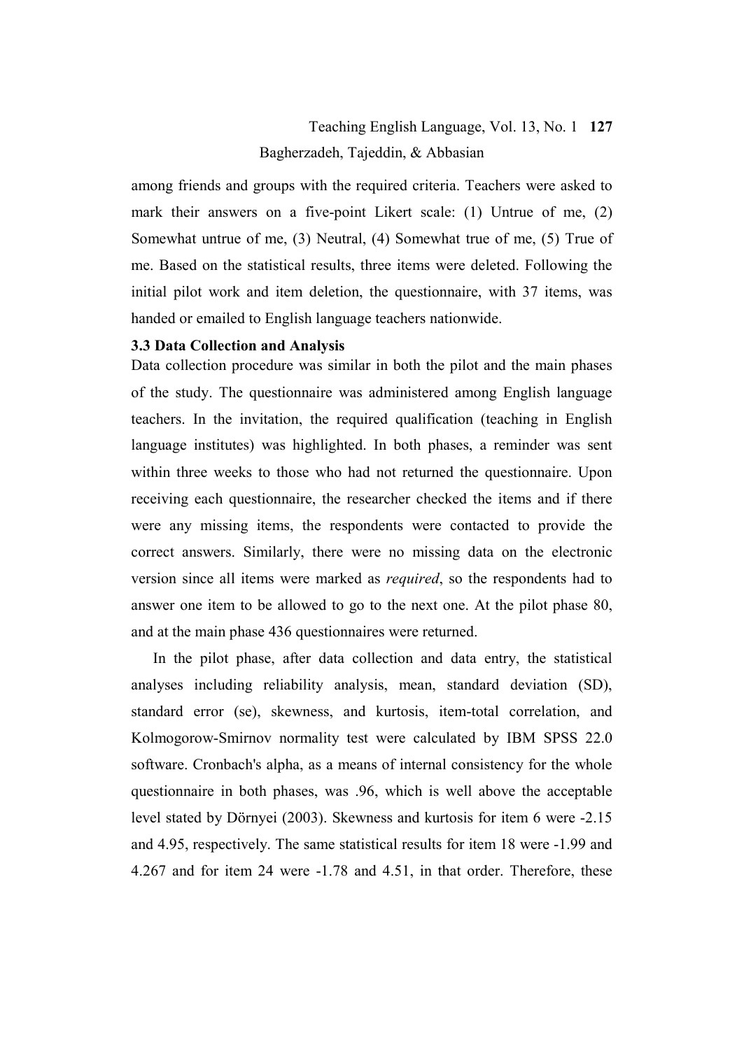among friends and groups with the required criteria. Teachers were asked to mark their answers on a five-point Likert scale: (1) Untrue of me, (2) Somewhat untrue of me, (3) Neutral, (4) Somewhat true of me, (5) True of me. Based on the statistical results, three items were deleted. Following the initial pilot work and item deletion, the questionnaire, with 37 items, was handed or emailed to English language teachers nationwide.

### 3.3 Data Collection and Analysis

Data collection procedure was similar in both the pilot and the main phases of the study. The questionnaire was administered among English language teachers. In the invitation, the required qualification (teaching in English language institutes) was highlighted. In both phases, a reminder was sent within three weeks to those who had not returned the questionnaire. Upon receiving each questionnaire, the researcher checked the items and if there were any missing items, the respondents were contacted to provide the correct answers. Similarly, there were no missing data on the electronic version since all items were marked as *required*, so the respondents had to answer one item to be allowed to go to the next one. At the pilot phase 80, and at the main phase 436 questionnaires were returned.

In the pilot phase, after data collection and data entry, the statistical analyses including reliability analysis, mean, standard deviation (SD), standard error (se), skewness, and kurtosis, item-total correlation, and Kolmogorow-Smirnov normality test were calculated by IBM SPSS 22.0 software. Cronbach's alpha, as a means of internal consistency for the whole questionnaire in both phases, was .96, which is well above the acceptable level stated by Dörnyei (2003). Skewness and kurtosis for item 6 were -2.15 and 4.95, respectively. The same statistical results for item 18 were -1.99 and 4.267 and for item 24 were -1.78 and 4.51, in that order. Therefore, these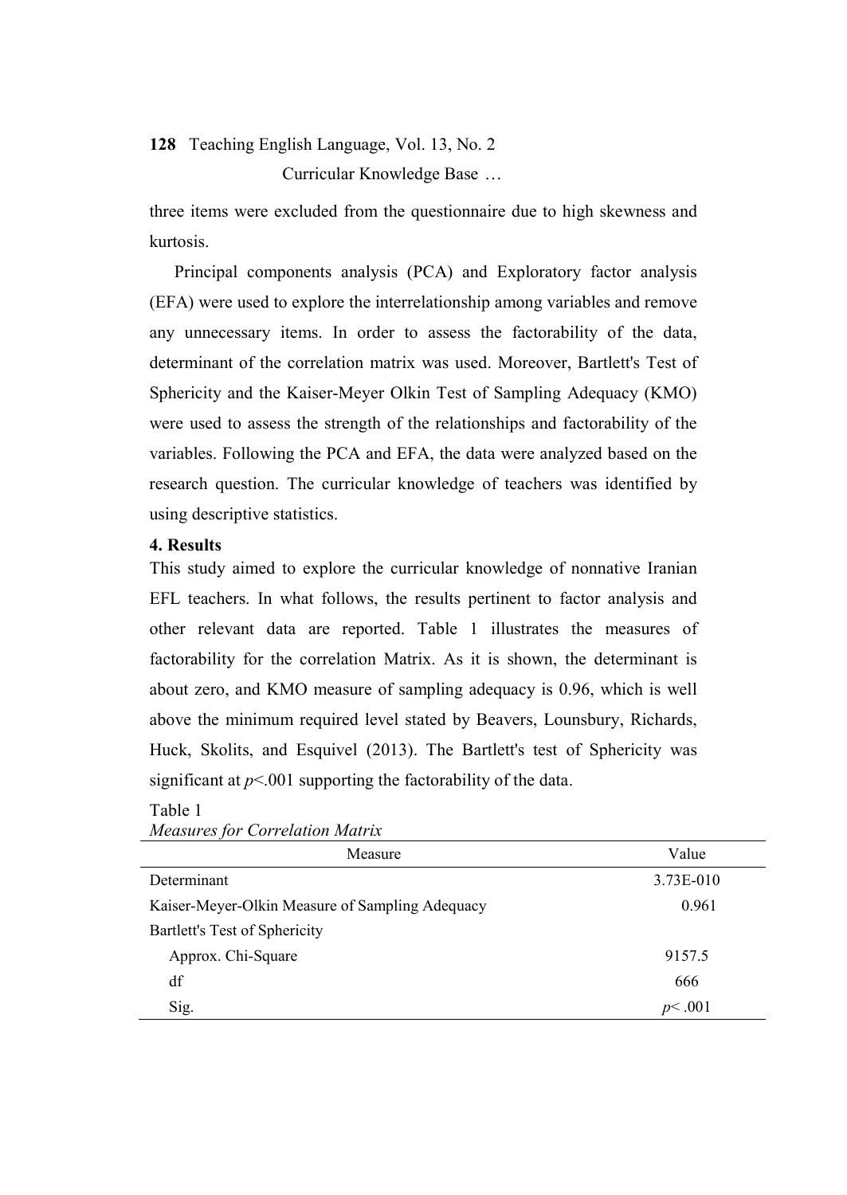three items were excluded from the questionnaire due to high skewness and kurtosis.

Principal components analysis (PCA) and Exploratory factor analysis (EFA) were used to explore the interrelationship among variables and remove any unnecessary items. In order to assess the factorability of the data, determinant of the correlation matrix was used. Moreover, Bartlett's Test of Sphericity and the Kaiser-Meyer Olkin Test of Sampling Adequacy (KMO) were used to assess the strength of the relationships and factorability of the variables. Following the PCA and EFA, the data were analyzed based on the research question. The curricular knowledge of teachers was identified by using descriptive statistics.

### 4. Results

This study aimed to explore the curricular knowledge of nonnative Iranian EFL teachers. In what follows, the results pertinent to factor analysis and other relevant data are reported. Table 1 illustrates the measures of factorability for the correlation Matrix. As it is shown, the determinant is about zero, and KMO measure of sampling adequacy is 0.96, which is well above the minimum required level stated by Beavers, Lounsbury, Richards, Huck, Skolits, and Esquivel (2013). The Bartlett's test of Sphericity was significant at $p<.001$ supporting the factorability of the data.

Table 1
*Measures for Correlation Matrix*

| Measure | Value |
|---|---|
| Determinant | 3.73E-010 |
| Kaiser-Meyer-Olkin Measure of Sampling Adequacy | 0.961 |
| Bartlett's Test of Sphericity | |
| Approx. Chi-Square | 9157.5 |
| df | 666 |
| Sig. | $p< .001$ |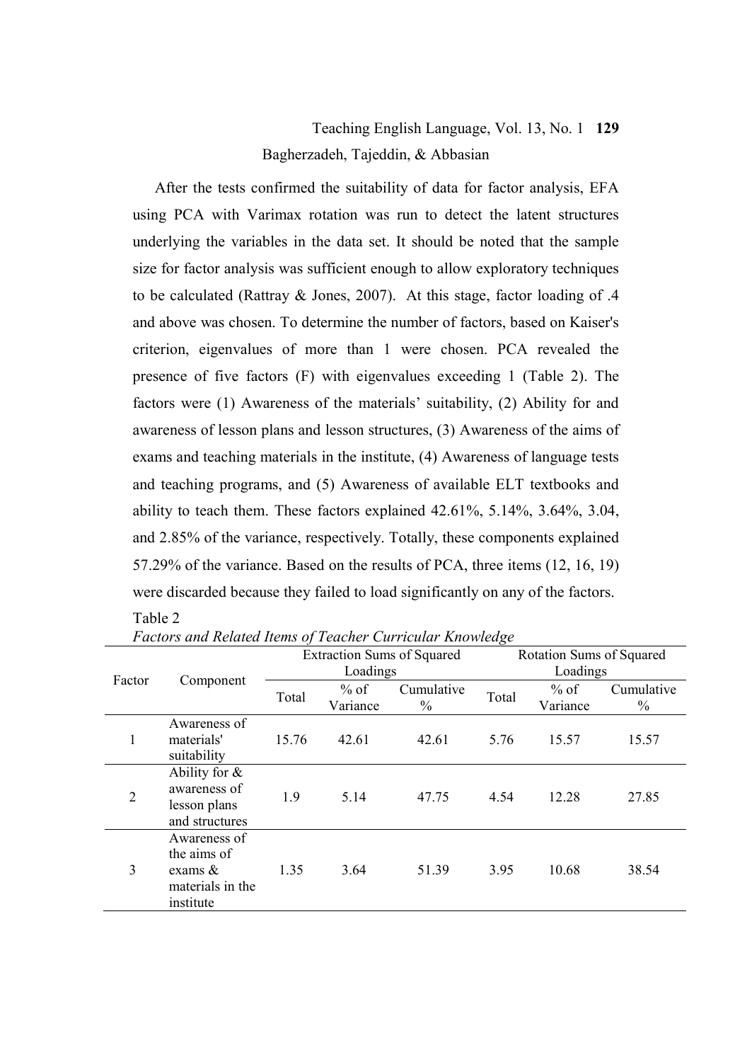After the tests confirmed the suitability of data for factor analysis, EFA using PCA with Varimax rotation was run to detect the latent structures underlying the variables in the data set. It should be noted that the sample size for factor analysis was sufficient enough to allow exploratory techniques to be calculated (Rattray & Jones, 2007). At this stage, factor loading of .4 and above was chosen. To determine the number of factors, based on Kaiser's criterion, eigenvalues of more than 1 were chosen. PCA revealed the presence of five factors (F) with eigenvalues exceeding 1 (Table 2). The factors were (1) Awareness of the materials' suitability, (2) Ability for and awareness of lesson plans and lesson structures, (3) Awareness of the aims of exams and teaching materials in the institute, (4) Awareness of language tests and teaching programs, and (5) Awareness of available ELT textbooks and ability to teach them. These factors explained 42.61%, 5.14%, 3.64%, 3.04, and 2.85% of the variance, respectively. Totally, these components explained 57.29% of the variance. Based on the results of PCA, three items (12, 16, 19) were discarded because they failed to load significantly on any of the factors.

Table 2
*Factors and Related Items of Teacher Curricular Knowledge*

| Factor | Component | Extraction Sums of Squared Loadings | | | Rotation Sums of Squared Loadings | | |
|---|---|---|---|---|---|---|---|
| | | Total | % of Variance | Cumulative % | Total | % of Variance | Cumulative % |
| 1 | Awareness of materials' suitability | 15.76 | 42.61 | 42.61 | 5.76 | 15.57 | 15.57 |
| 2 | Ability for & awareness of lesson plans and structures | 1.9 | 5.14 | 47.75 | 4.54 | 12.28 | 27.85 |
| 3 | Awareness of the aims of exams & materials in the institute | 1.35 | 3.64 | 51.39 | 3.95 | 10.68 | 38.54 |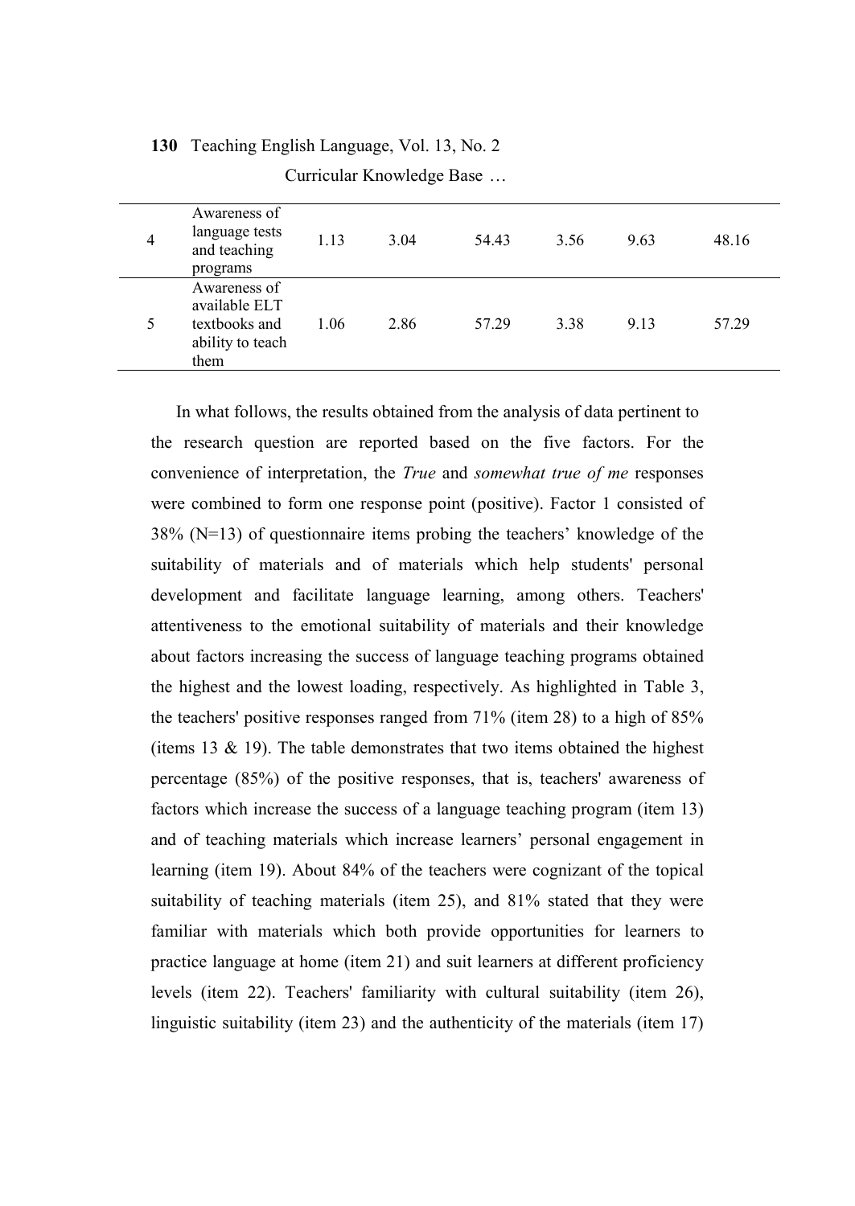| 4 | Awareness of language tests and teaching programs | 1.13 | 3.04 | 54.43 | 3.56 | 9.63 | 48.16 |
|---|---|---|---|---|---|---|---|
| 5 | Awareness of available ELT textbooks and ability to teach them | 1.06 | 2.86 | 57.29 | 3.38 | 9.13 | 57.29 |

In what follows, the results obtained from the analysis of data pertinent to the research question are reported based on the five factors. For the convenience of interpretation, the *True* and *somewhat true of me* responses were combined to form one response point (positive). Factor 1 consisted of 38% (N=13) of questionnaire items probing the teachers' knowledge of the suitability of materials and of materials which help students' personal development and facilitate language learning, among others. Teachers' attentiveness to the emotional suitability of materials and their knowledge about factors increasing the success of language teaching programs obtained the highest and the lowest loading, respectively. As highlighted in Table 3, the teachers' positive responses ranged from 71% (item 28) to a high of 85% (items 13 & 19). The table demonstrates that two items obtained the highest percentage (85%) of the positive responses, that is, teachers' awareness of factors which increase the success of a language teaching program (item 13) and of teaching materials which increase learners' personal engagement in learning (item 19). About 84% of the teachers were cognizant of the topical suitability of teaching materials (item 25), and 81% stated that they were familiar with materials which both provide opportunities for learners to practice language at home (item 21) and suit learners at different proficiency levels (item 22). Teachers' familiarity with cultural suitability (item 26), linguistic suitability (item 23) and the authenticity of the materials (item 17)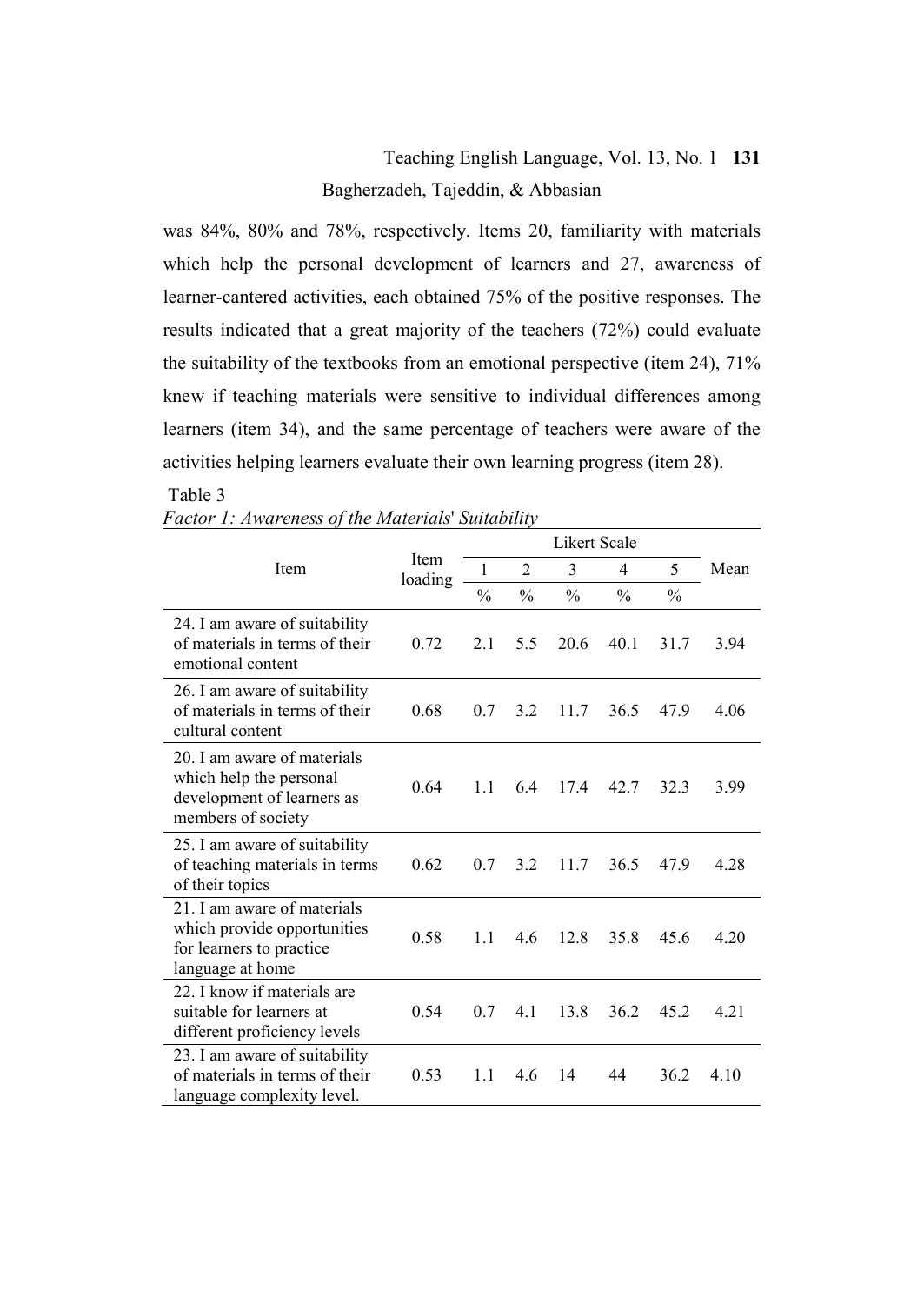was 84%, 80% and 78%, respectively. Items 20, familiarity with materials which help the personal development of learners and 27, awareness of learner-cantered activities, each obtained 75% of the positive responses. The results indicated that a great majority of the teachers (72%) could evaluate the suitability of the textbooks from an emotional perspective (item 24), 71% knew if teaching materials were sensitive to individual differences among learners (item 34), and the same percentage of teachers were aware of the activities helping learners evaluate their own learning progress (item 28).

Table 3
*Factor 1: Awareness of the Materials' Suitability*

| Item | Item loading | Likert Scale | | | | | Mean |
|---|---|---|---|---|---|---|---|
| | | 1 | 2 | 3 | 4 | 5 | |
| | | % | % | % | % | % | |
| 24. I am aware of suitability of materials in terms of their emotional content | 0.72 | 2.1 | 5.5 | 20.6 | 40.1 | 31.7 | 3.94 |
| 26. I am aware of suitability of materials in terms of their cultural content | 0.68 | 0.7 | 3.2 | 11.7 | 36.5 | 47.9 | 4.06 |
| 20. I am aware of materials which help the personal development of learners as members of society | 0.64 | 1.1 | 6.4 | 17.4 | 42.7 | 32.3 | 3.99 |
| 25. I am aware of suitability of teaching materials in terms of their topics | 0.62 | 0.7 | 3.2 | 11.7 | 36.5 | 47.9 | 4.28 |
| 21. I am aware of materials which provide opportunities for learners to practice language at home | 0.58 | 1.1 | 4.6 | 12.8 | 35.8 | 45.6 | 4.20 |
| 22. I know if materials are suitable for learners at different proficiency levels | 0.54 | 0.7 | 4.1 | 13.8 | 36.2 | 45.2 | 4.21 |
| 23. I am aware of suitability of materials in terms of their language complexity level. | 0.53 | 1.1 | 4.6 | 14 | 44 | 36.2 | 4.10 |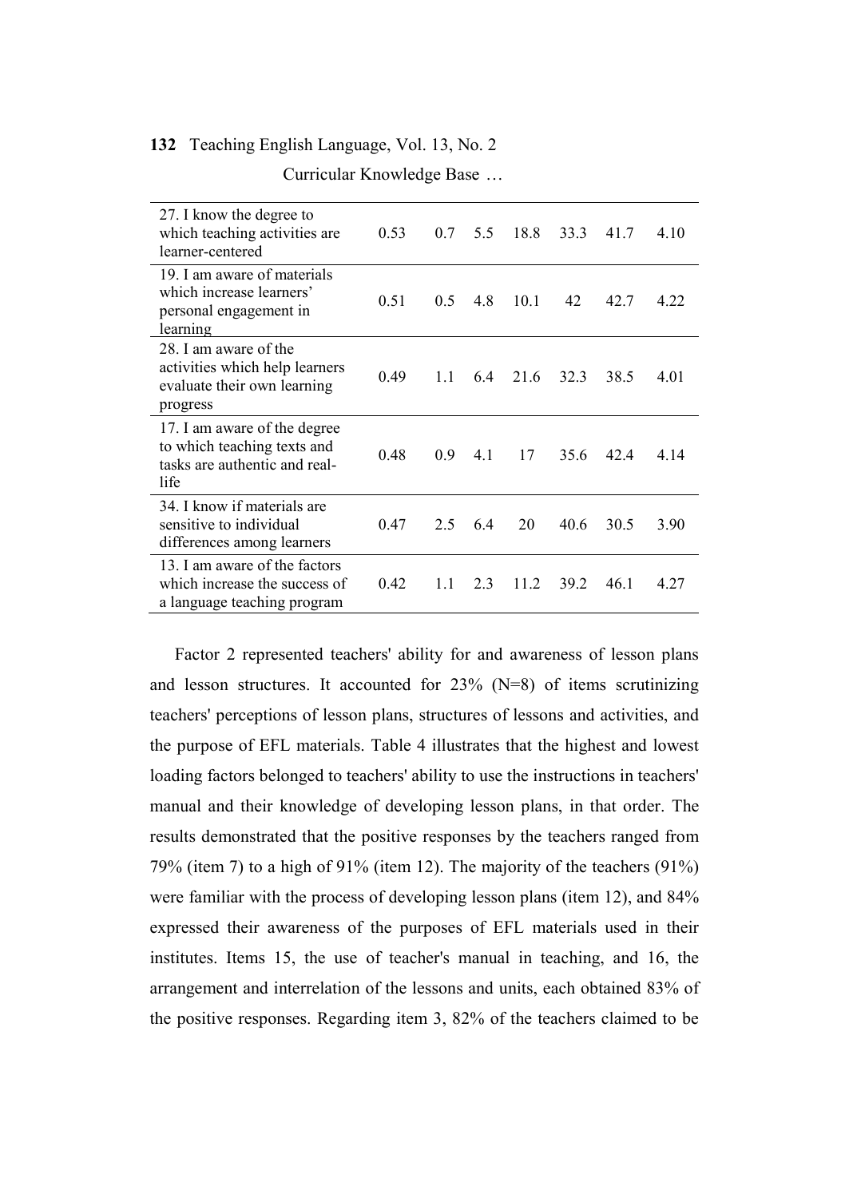| | | | | | | | |
|---|---|---|---|---|---|---|---|
| 27. I know the degree to which teaching activities are learner-centered | 0.53 | 0.7 | 5.5 | 18.8 | 33.3 | 41.7 | 4.10 |
| 19. I am aware of materials which increase learners' personal engagement in learning | 0.51 | 0.5 | 4.8 | 10.1 | 42 | 42.7 | 4.22 |
| 28. I am aware of the activities which help learners evaluate their own learning progress | 0.49 | 1.1 | 6.4 | 21.6 | 32.3 | 38.5 | 4.01 |
| 17. I am aware of the degree to which teaching texts and tasks are authentic and real-life | 0.48 | 0.9 | 4.1 | 17 | 35.6 | 42.4 | 4.14 |
| 34. I know if materials are sensitive to individual differences among learners | 0.47 | 2.5 | 6.4 | 20 | 40.6 | 30.5 | 3.90 |
| 13. I am aware of the factors which increase the success of a language teaching program | 0.42 | 1.1 | 2.3 | 11.2 | 39.2 | 46.1 | 4.27 |

Factor 2 represented teachers' ability for and awareness of lesson plans and lesson structures. It accounted for 23% (N=8) of items scrutinizing teachers' perceptions of lesson plans, structures of lessons and activities, and the purpose of EFL materials. Table 4 illustrates that the highest and lowest loading factors belonged to teachers' ability to use the instructions in teachers' manual and their knowledge of developing lesson plans, in that order. The results demonstrated that the positive responses by the teachers ranged from 79% (item 7) to a high of 91% (item 12). The majority of the teachers (91%) were familiar with the process of developing lesson plans (item 12), and 84% expressed their awareness of the purposes of EFL materials used in their institutes. Items 15, the use of teacher's manual in teaching, and 16, the arrangement and interrelation of the lessons and units, each obtained 83% of the positive responses. Regarding item 3, 82% of the teachers claimed to be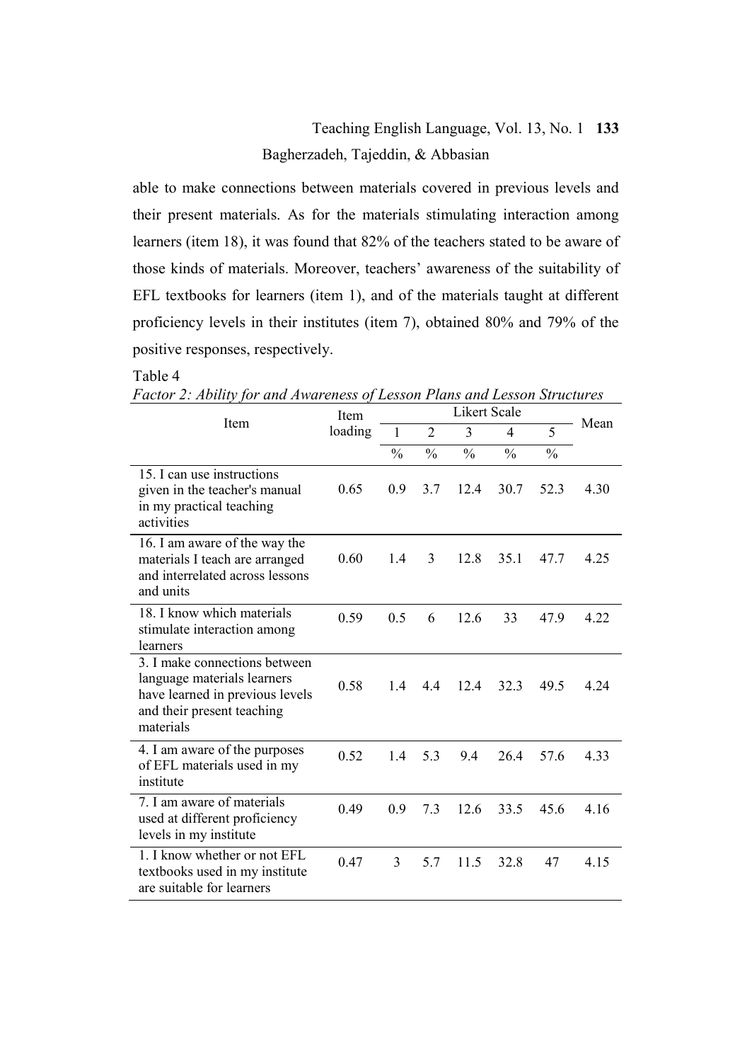able to make connections between materials covered in previous levels and their present materials. As for the materials stimulating interaction among learners (item 18), it was found that 82% of the teachers stated to be aware of those kinds of materials. Moreover, teachers' awareness of the suitability of EFL textbooks for learners (item 1), and of the materials taught at different proficiency levels in their institutes (item 7), obtained 80% and 79% of the positive responses, respectively.

Table 4

*Factor 2: Ability for and Awareness of Lesson Plans and Lesson Structures*

| Item | Item loading | Likert Scale | | | | | Mean |
|---|---|---|---|---|---|---|---|
| | | 1 | 2 | 3 | 4 | 5 | |
| | | % | % | % | % | % | |
| 15. I can use instructions given in the teacher's manual in my practical teaching activities | 0.65 | 0.9 | 3.7 | 12.4 | 30.7 | 52.3 | 4.30 |
| 16. I am aware of the way the materials I teach are arranged and interrelated across lessons and units | 0.60 | 1.4 | 3 | 12.8 | 35.1 | 47.7 | 4.25 |
| 18. I know which materials stimulate interaction among learners | 0.59 | 0.5 | 6 | 12.6 | 33 | 47.9 | 4.22 |
| 3. I make connections between language materials learners have learned in previous levels and their present teaching materials | 0.58 | 1.4 | 4.4 | 12.4 | 32.3 | 49.5 | 4.24 |
| 4. I am aware of the purposes of EFL materials used in my institute | 0.52 | 1.4 | 5.3 | 9.4 | 26.4 | 57.6 | 4.33 |
| 7. I am aware of materials used at different proficiency levels in my institute | 0.49 | 0.9 | 7.3 | 12.6 | 33.5 | 45.6 | 4.16 |
| 1. I know whether or not EFL textbooks used in my institute are suitable for learners | 0.47 | 3 | 5.7 | 11.5 | 32.8 | 47 | 4.15 |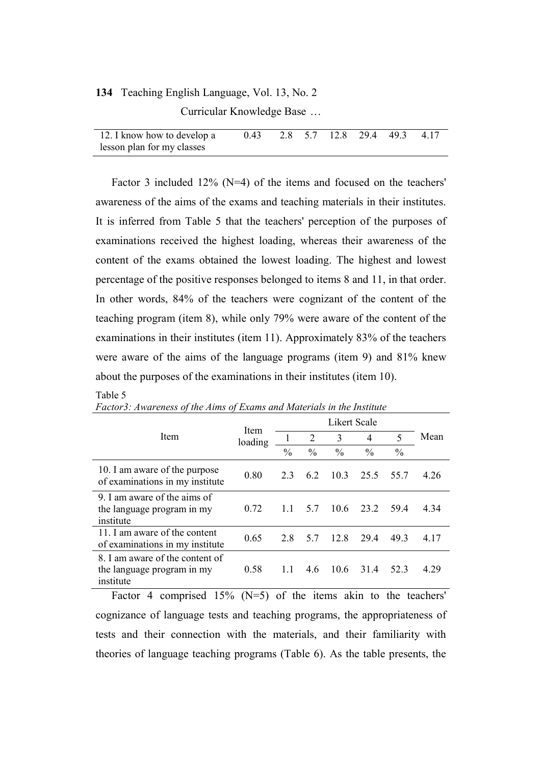| 12. I know how to develop a lesson plan for my classes | 0.43 | 2.8 | 5.7 | 12.8 | 29.4 | 49.3 | 4.17 |
|---|---|---|---|---|---|---|---|

Factor 3 included 12% (N=4) of the items and focused on the teachers' awareness of the aims of the exams and teaching materials in their institutes. It is inferred from Table 5 that the teachers' perception of the purposes of examinations received the highest loading, whereas their awareness of the content of the exams obtained the lowest loading. The highest and lowest percentage of the positive responses belonged to items 8 and 11, in that order. In other words, 84% of the teachers were cognizant of the content of the teaching program (item 8), while only 79% were aware of the content of the examinations in their institutes (item 11). Approximately 83% of the teachers were aware of the aims of the language programs (item 9) and 81% knew about the purposes of the examinations in their institutes (item 10).

Table 5
*Factor3: Awareness of the Aims of Exams and Materials in the Institute*

| Item | Item loading | Likert Scale | | | | | Mean |
|---|---|---|---|---|---|---|---|
| | | 1 | 2 | 3 | 4 | 5 | |
| | | % | % | % | % | % | |
| 10. I am aware of the purpose of examinations in my institute | 0.80 | 2.3 | 6.2 | 10.3 | 25.5 | 55.7 | 4.26 |
| 9. I am aware of the aims of the language program in my institute | 0.72 | 1.1 | 5.7 | 10.6 | 23.2 | 59.4 | 4.34 |
| 11. I am aware of the content of examinations in my institute | 0.65 | 2.8 | 5.7 | 12.8 | 29.4 | 49.3 | 4.17 |
| 8. I am aware of the content of the language program in my institute | 0.58 | 1.1 | 4.6 | 10.6 | 31.4 | 52.3 | 4.29 |

Factor 4 comprised 15% (N=5) of the items akin to the teachers' cognizance of language tests and teaching programs, the appropriateness of tests and their connection with the materials, and their familiarity with theories of language teaching programs (Table 6). As the table presents, the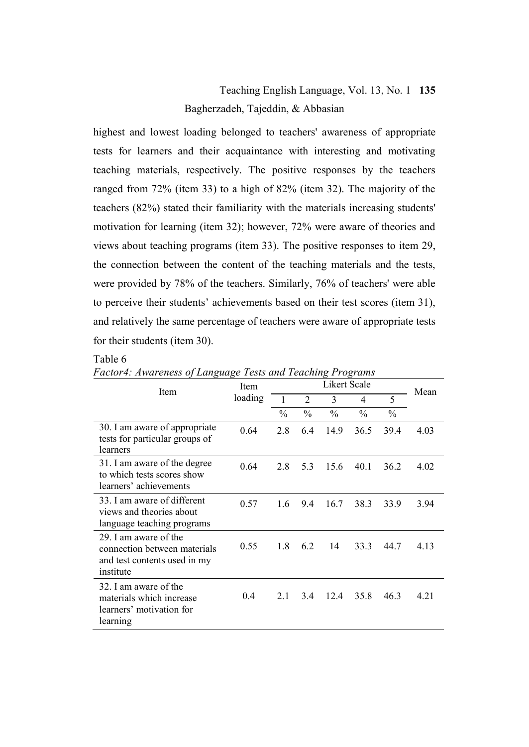highest and lowest loading belonged to teachers' awareness of appropriate tests for learners and their acquaintance with interesting and motivating teaching materials, respectively. The positive responses by the teachers ranged from 72% (item 33) to a high of 82% (item 32). The majority of the teachers (82%) stated their familiarity with the materials increasing students' motivation for learning (item 32); however, 72% were aware of theories and views about teaching programs (item 33). The positive responses to item 29, the connection between the content of the teaching materials and the tests, were provided by 78% of the teachers. Similarly, 76% of teachers' were able to perceive their students' achievements based on their test scores (item 31), and relatively the same percentage of teachers were aware of appropriate tests for their students (item 30).

Table 6

*Factor4: Awareness of Language Tests and Teaching Programs*

| Item | Item loading | Likert Scale | | | | | Mean |
|---|---|---|---|---|---|---|---|
| | | 1 | 2 | 3 | 4 | 5 | |
| | | % | % | % | % | % | |
| 30. I am aware of appropriate tests for particular groups of learners | 0.64 | 2.8 | 6.4 | 14.9 | 36.5 | 39.4 | 4.03 |
| 31. I am aware of the degree to which tests scores show learners' achievements | 0.64 | 2.8 | 5.3 | 15.6 | 40.1 | 36.2 | 4.02 |
| 33. I am aware of different views and theories about language teaching programs | 0.57 | 1.6 | 9.4 | 16.7 | 38.3 | 33.9 | 3.94 |
| 29. I am aware of the connection between materials and test contents used in my institute | 0.55 | 1.8 | 6.2 | 14 | 33.3 | 44.7 | 4.13 |
| 32. I am aware of the materials which increase learners' motivation for learning | 0.4 | 2.1 | 3.4 | 12.4 | 35.8 | 46.3 | 4.21 |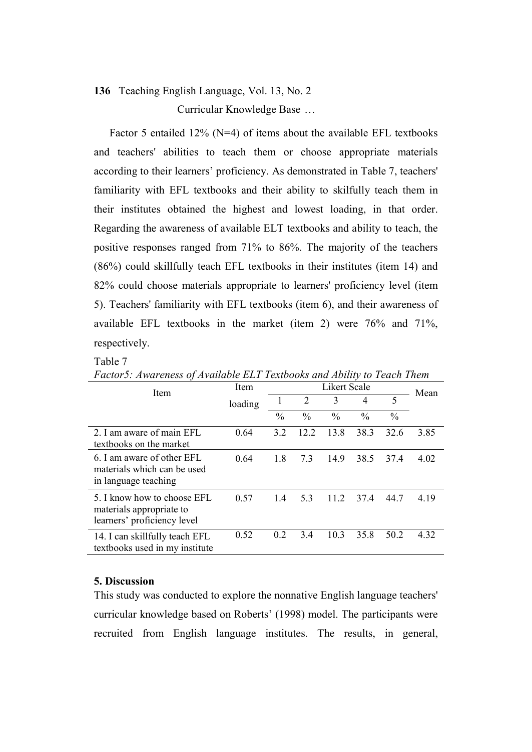Factor 5 entailed 12% (N=4) of items about the available EFL textbooks and teachers' abilities to teach them or choose appropriate materials according to their learners' proficiency. As demonstrated in Table 7, teachers' familiarity with EFL textbooks and their ability to skilfully teach them in their institutes obtained the highest and lowest loading, in that order. Regarding the awareness of available ELT textbooks and ability to teach, the positive responses ranged from 71% to 86%. The majority of the teachers (86%) could skillfully teach EFL textbooks in their institutes (item 14) and 82% could choose materials appropriate to learners' proficiency level (item 5). Teachers' familiarity with EFL textbooks (item 6), and their awareness of available EFL textbooks in the market (item 2) were 76% and 71%, respectively.

Table 7

*Factor5: Awareness of Available ELT Textbooks and Ability to Teach Them*

| Item | Item loading | Likert Scale | | | | | Mean |
|---|---|---|---|---|---|---|---|
| | | 1 | 2 | 3 | 4 | 5 | |
| | | % | % | % | % | % | |
| 2. I am aware of main EFL textbooks on the market | 0.64 | 3.2 | 12.2 | 13.8 | 38.3 | 32.6 | 3.85 |
| 6. I am aware of other EFL materials which can be used in language teaching | 0.64 | 1.8 | 7.3 | 14.9 | 38.5 | 37.4 | 4.02 |
| 5. I know how to choose EFL materials appropriate to learners' proficiency level | 0.57 | 1.4 | 5.3 | 11.2 | 37.4 | 44.7 | 4.19 |
| 14. I can skillfully teach EFL textbooks used in my institute | 0.52 | 0.2 | 3.4 | 10.3 | 35.8 | 50.2 | 4.32 |

## 5. Discussion

This study was conducted to explore the nonnative English language teachers' curricular knowledge based on Roberts' (1998) model. The participants were recruited from English language institutes. The results, in general,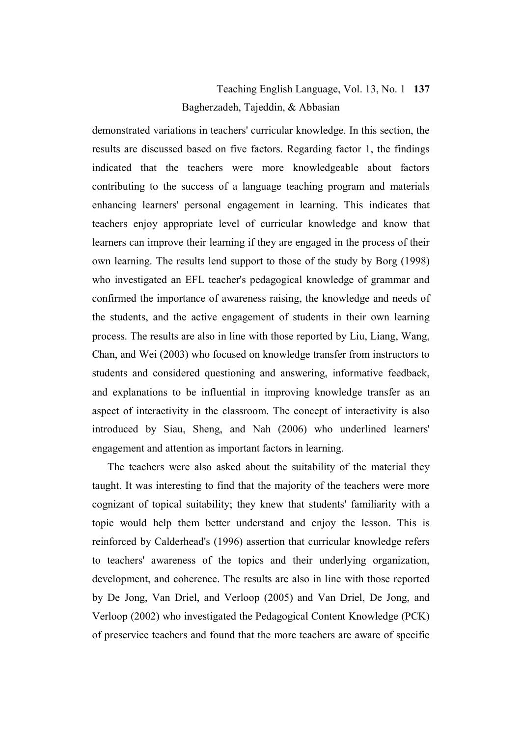demonstrated variations in teachers' curricular knowledge. In this section, the results are discussed based on five factors. Regarding factor 1, the findings indicated that the teachers were more knowledgeable about factors contributing to the success of a language teaching program and materials enhancing learners' personal engagement in learning. This indicates that teachers enjoy appropriate level of curricular knowledge and know that learners can improve their learning if they are engaged in the process of their own learning. The results lend support to those of the study by Borg (1998) who investigated an EFL teacher's pedagogical knowledge of grammar and confirmed the importance of awareness raising, the knowledge and needs of the students, and the active engagement of students in their own learning process. The results are also in line with those reported by Liu, Liang, Wang, Chan, and Wei (2003) who focused on knowledge transfer from instructors to students and considered questioning and answering, informative feedback, and explanations to be influential in improving knowledge transfer as an aspect of interactivity in the classroom. The concept of interactivity is also introduced by Siau, Sheng, and Nah (2006) who underlined learners' engagement and attention as important factors in learning.

The teachers were also asked about the suitability of the material they taught. It was interesting to find that the majority of the teachers were more cognizant of topical suitability; they knew that students' familiarity with a topic would help them better understand and enjoy the lesson. This is reinforced by Calderhead's (1996) assertion that curricular knowledge refers to teachers' awareness of the topics and their underlying organization, development, and coherence. The results are also in line with those reported by De Jong, Van Driel, and Verloop (2005) and Van Driel, De Jong, and Verloop (2002) who investigated the Pedagogical Content Knowledge (PCK) of preservice teachers and found that the more teachers are aware of specific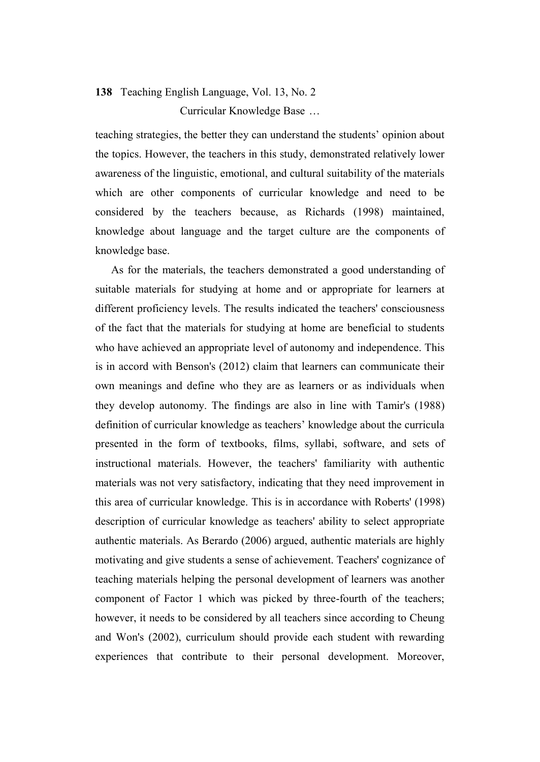teaching strategies, the better they can understand the students' opinion about the topics. However, the teachers in this study, demonstrated relatively lower awareness of the linguistic, emotional, and cultural suitability of the materials which are other components of curricular knowledge and need to be considered by the teachers because, as Richards (1998) maintained, knowledge about language and the target culture are the components of knowledge base.

As for the materials, the teachers demonstrated a good understanding of suitable materials for studying at home and or appropriate for learners at different proficiency levels. The results indicated the teachers' consciousness of the fact that the materials for studying at home are beneficial to students who have achieved an appropriate level of autonomy and independence. This is in accord with Benson's (2012) claim that learners can communicate their own meanings and define who they are as learners or as individuals when they develop autonomy. The findings are also in line with Tamir's (1988) definition of curricular knowledge as teachers' knowledge about the curricula presented in the form of textbooks, films, syllabi, software, and sets of instructional materials. However, the teachers' familiarity with authentic materials was not very satisfactory, indicating that they need improvement in this area of curricular knowledge. This is in accordance with Roberts' (1998) description of curricular knowledge as teachers' ability to select appropriate authentic materials. As Berardo (2006) argued, authentic materials are highly motivating and give students a sense of achievement. Teachers' cognizance of teaching materials helping the personal development of learners was another component of Factor 1 which was picked by three-fourth of the teachers; however, it needs to be considered by all teachers since according to Cheung and Won's (2002), curriculum should provide each student with rewarding experiences that contribute to their personal development. Moreover,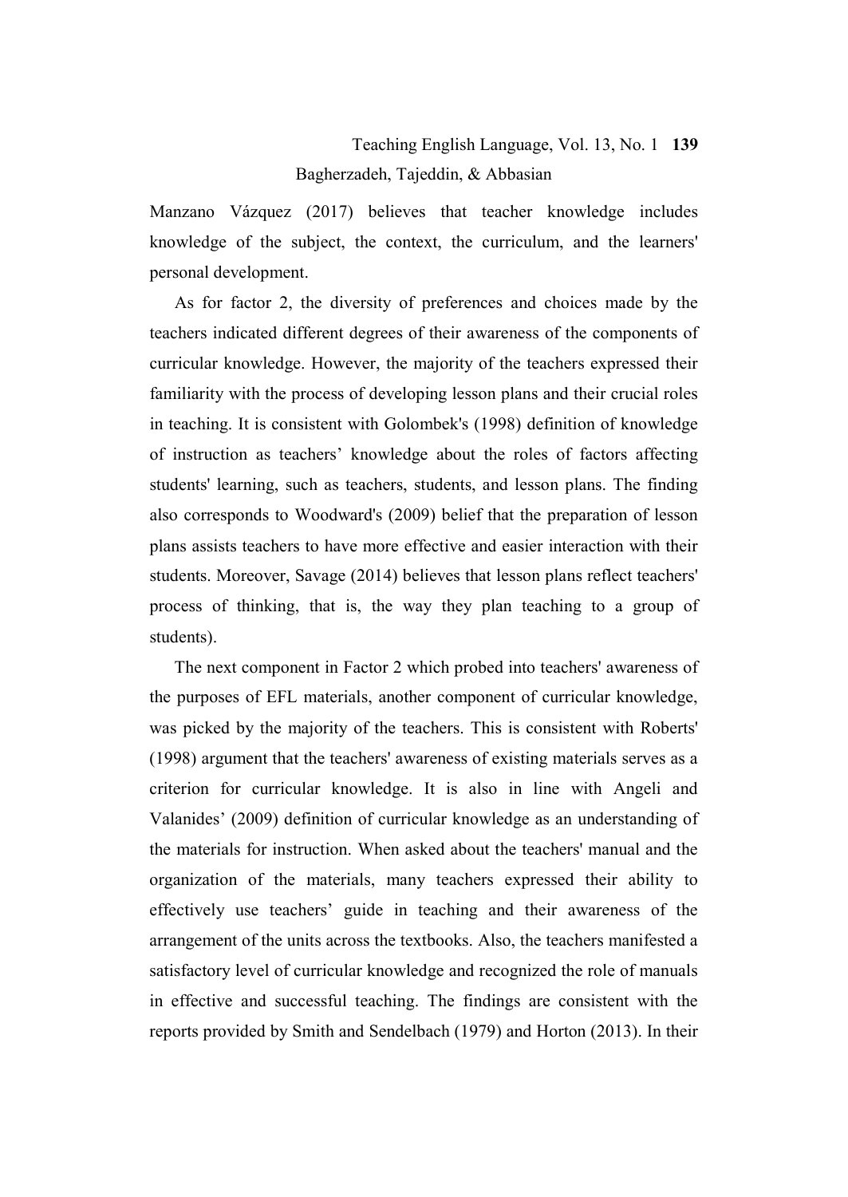Manzano Vázquez (2017) believes that teacher knowledge includes knowledge of the subject, the context, the curriculum, and the learners' personal development.

As for factor 2, the diversity of preferences and choices made by the teachers indicated different degrees of their awareness of the components of curricular knowledge. However, the majority of the teachers expressed their familiarity with the process of developing lesson plans and their crucial roles in teaching. It is consistent with Golombek's (1998) definition of knowledge of instruction as teachers' knowledge about the roles of factors affecting students' learning, such as teachers, students, and lesson plans. The finding also corresponds to Woodward's (2009) belief that the preparation of lesson plans assists teachers to have more effective and easier interaction with their students. Moreover, Savage (2014) believes that lesson plans reflect teachers' process of thinking, that is, the way they plan teaching to a group of students).

The next component in Factor 2 which probed into teachers' awareness of the purposes of EFL materials, another component of curricular knowledge, was picked by the majority of the teachers. This is consistent with Roberts' (1998) argument that the teachers' awareness of existing materials serves as a criterion for curricular knowledge. It is also in line with Angeli and Valanides' (2009) definition of curricular knowledge as an understanding of the materials for instruction. When asked about the teachers' manual and the organization of the materials, many teachers expressed their ability to effectively use teachers' guide in teaching and their awareness of the arrangement of the units across the textbooks. Also, the teachers manifested a satisfactory level of curricular knowledge and recognized the role of manuals in effective and successful teaching. The findings are consistent with the reports provided by Smith and Sendelbach (1979) and Horton (2013). In their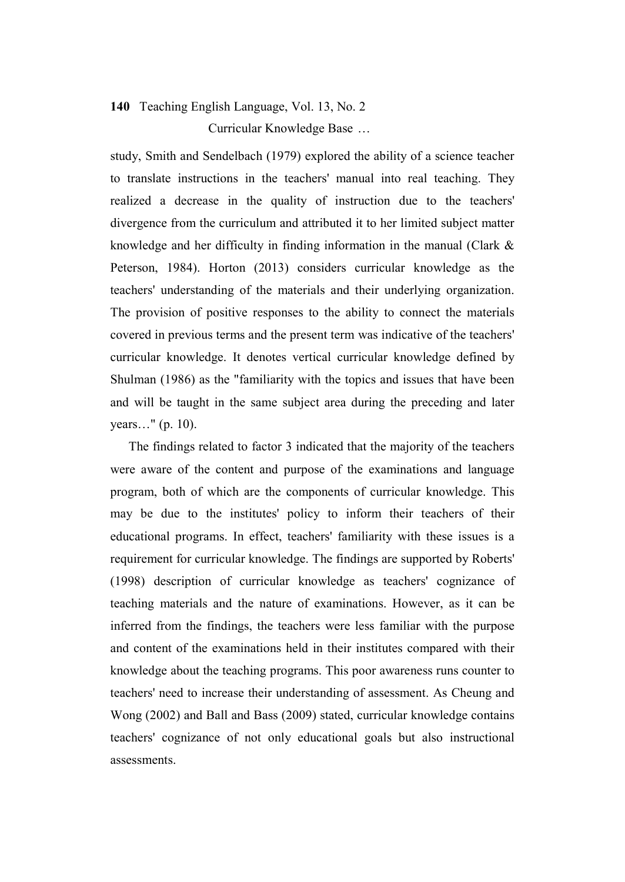study, Smith and Sendelbach (1979) explored the ability of a science teacher to translate instructions in the teachers' manual into real teaching. They realized a decrease in the quality of instruction due to the teachers' divergence from the curriculum and attributed it to her limited subject matter knowledge and her difficulty in finding information in the manual (Clark & Peterson, 1984). Horton (2013) considers curricular knowledge as the teachers' understanding of the materials and their underlying organization. The provision of positive responses to the ability to connect the materials covered in previous terms and the present term was indicative of the teachers' curricular knowledge. It denotes vertical curricular knowledge defined by Shulman (1986) as the "familiarity with the topics and issues that have been and will be taught in the same subject area during the preceding and later years…" (p. 10).

The findings related to factor 3 indicated that the majority of the teachers were aware of the content and purpose of the examinations and language program, both of which are the components of curricular knowledge. This may be due to the institutes' policy to inform their teachers of their educational programs. In effect, teachers' familiarity with these issues is a requirement for curricular knowledge. The findings are supported by Roberts' (1998) description of curricular knowledge as teachers' cognizance of teaching materials and the nature of examinations. However, as it can be inferred from the findings, the teachers were less familiar with the purpose and content of the examinations held in their institutes compared with their knowledge about the teaching programs. This poor awareness runs counter to teachers' need to increase their understanding of assessment. As Cheung and Wong (2002) and Ball and Bass (2009) stated, curricular knowledge contains teachers' cognizance of not only educational goals but also instructional assessments.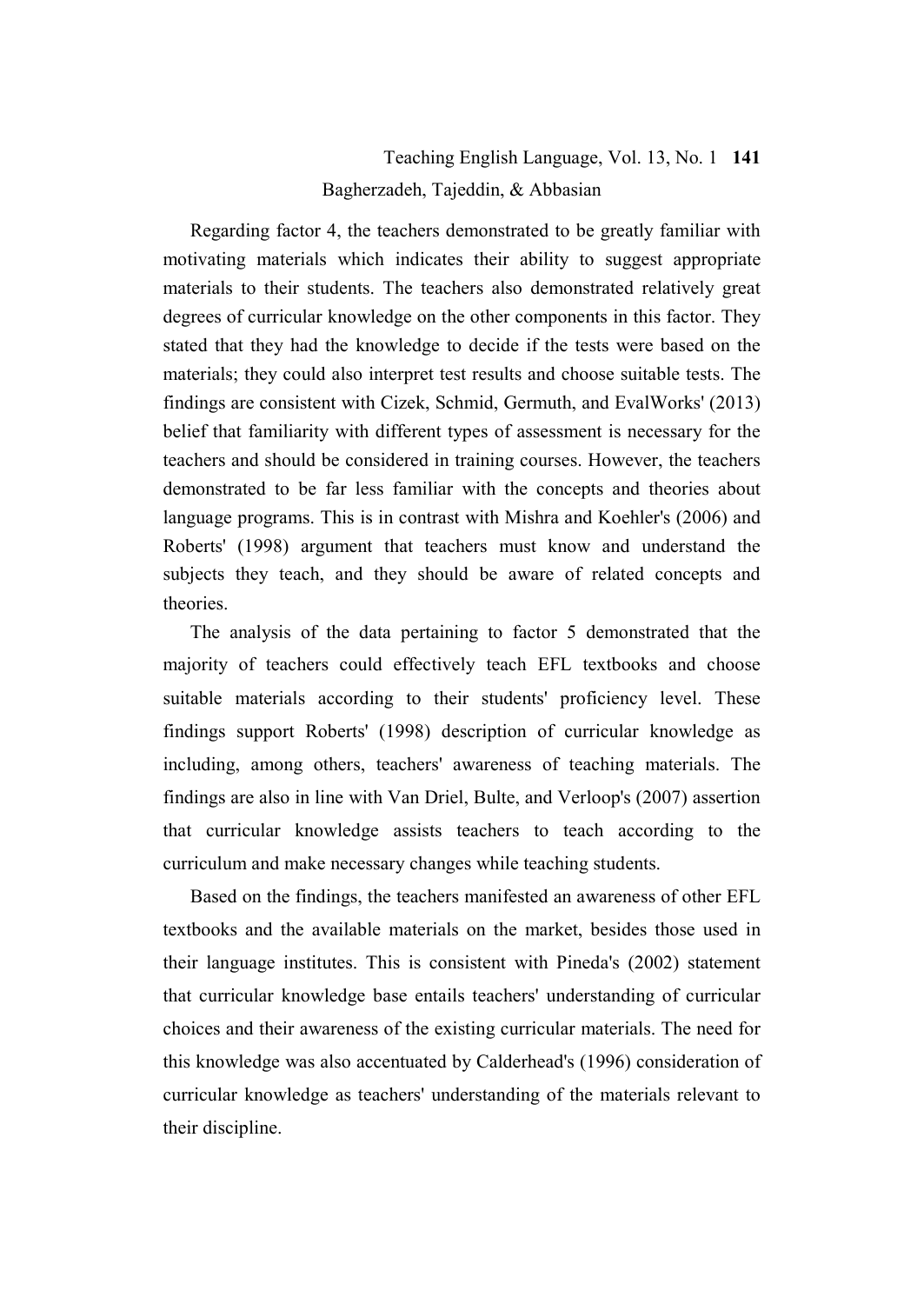Regarding factor 4, the teachers demonstrated to be greatly familiar with motivating materials which indicates their ability to suggest appropriate materials to their students. The teachers also demonstrated relatively great degrees of curricular knowledge on the other components in this factor. They stated that they had the knowledge to decide if the tests were based on the materials; they could also interpret test results and choose suitable tests. The findings are consistent with Cizek, Schmid, Germuth, and EvalWorks' (2013) belief that familiarity with different types of assessment is necessary for the teachers and should be considered in training courses. However, the teachers demonstrated to be far less familiar with the concepts and theories about language programs. This is in contrast with Mishra and Koehler's (2006) and Roberts' (1998) argument that teachers must know and understand the subjects they teach, and they should be aware of related concepts and theories.

The analysis of the data pertaining to factor 5 demonstrated that the majority of teachers could effectively teach EFL textbooks and choose suitable materials according to their students' proficiency level. These findings support Roberts' (1998) description of curricular knowledge as including, among others, teachers' awareness of teaching materials. The findings are also in line with Van Driel, Bulte, and Verloop's (2007) assertion that curricular knowledge assists teachers to teach according to the curriculum and make necessary changes while teaching students.

Based on the findings, the teachers manifested an awareness of other EFL textbooks and the available materials on the market, besides those used in their language institutes. This is consistent with Pineda's (2002) statement that curricular knowledge base entails teachers' understanding of curricular choices and their awareness of the existing curricular materials. The need for this knowledge was also accentuated by Calderhead's (1996) consideration of curricular knowledge as teachers' understanding of the materials relevant to their discipline.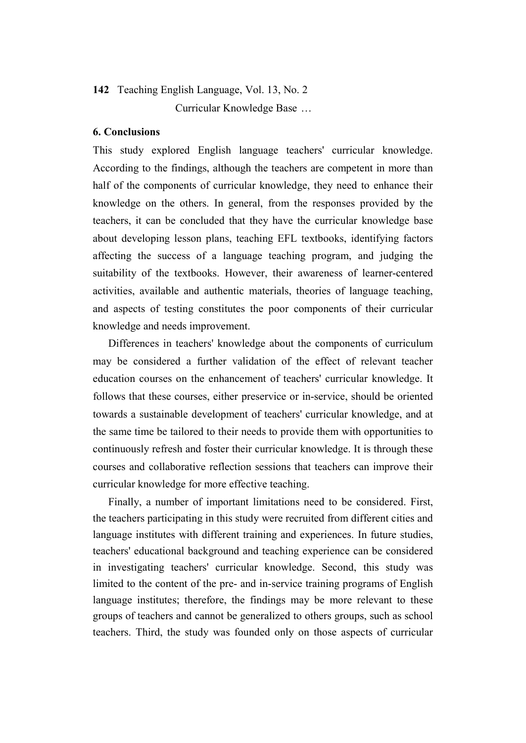## 6. Conclusions

This study explored English language teachers' curricular knowledge. According to the findings, although the teachers are competent in more than half of the components of curricular knowledge, they need to enhance their knowledge on the others. In general, from the responses provided by the teachers, it can be concluded that they have the curricular knowledge base about developing lesson plans, teaching EFL textbooks, identifying factors affecting the success of a language teaching program, and judging the suitability of the textbooks. However, their awareness of learner-centered activities, available and authentic materials, theories of language teaching, and aspects of testing constitutes the poor components of their curricular knowledge and needs improvement.

Differences in teachers' knowledge about the components of curriculum may be considered a further validation of the effect of relevant teacher education courses on the enhancement of teachers' curricular knowledge. It follows that these courses, either preservice or in-service, should be oriented towards a sustainable development of teachers' curricular knowledge, and at the same time be tailored to their needs to provide them with opportunities to continuously refresh and foster their curricular knowledge. It is through these courses and collaborative reflection sessions that teachers can improve their curricular knowledge for more effective teaching.

Finally, a number of important limitations need to be considered. First, the teachers participating in this study were recruited from different cities and language institutes with different training and experiences. In future studies, teachers' educational background and teaching experience can be considered in investigating teachers' curricular knowledge. Second, this study was limited to the content of the pre- and in-service training programs of English language institutes; therefore, the findings may be more relevant to these groups of teachers and cannot be generalized to others groups, such as school teachers. Third, the study was founded only on those aspects of curricular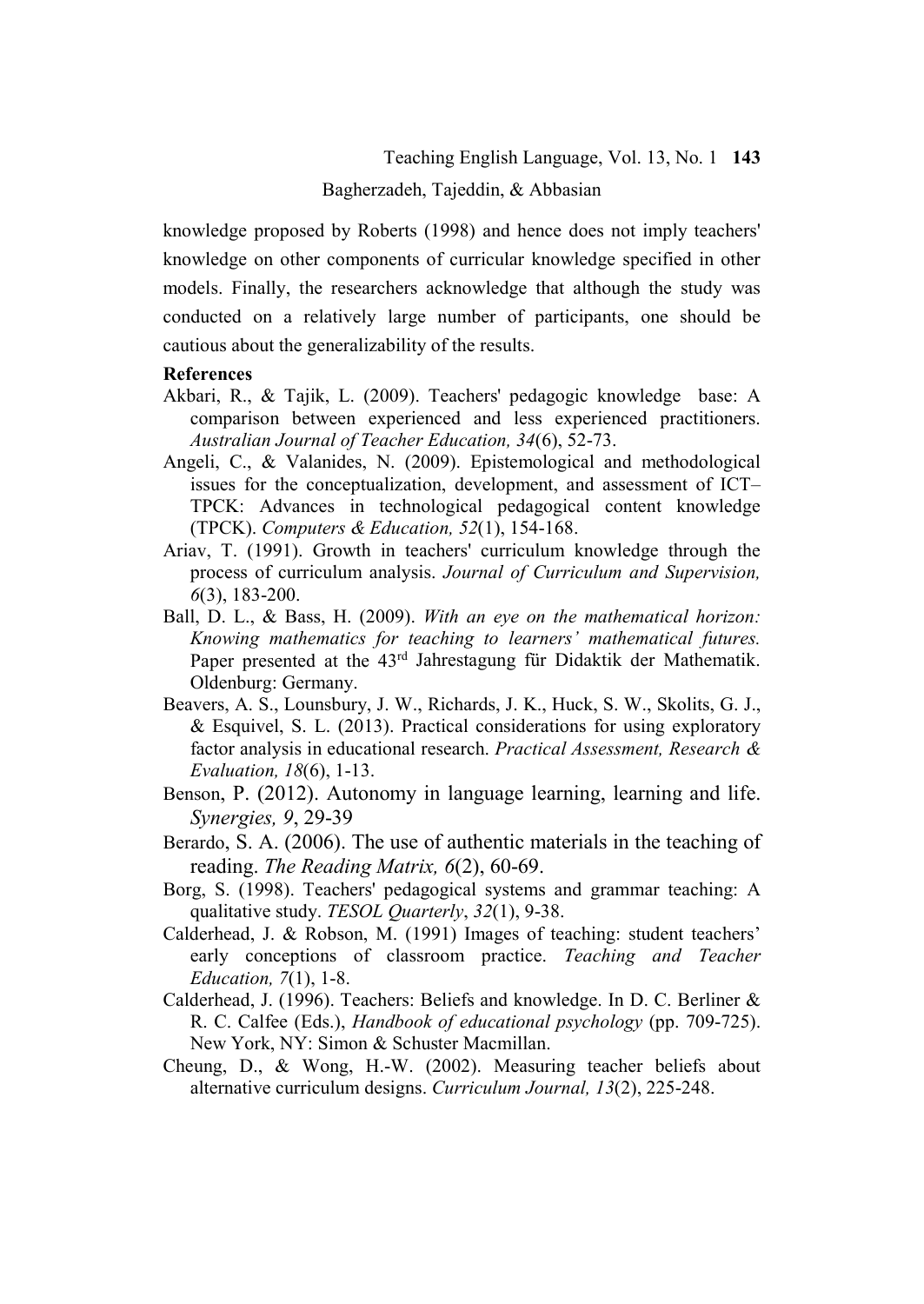knowledge proposed by Roberts (1998) and hence does not imply teachers' knowledge on other components of curricular knowledge specified in other models. Finally, the researchers acknowledge that although the study was conducted on a relatively large number of participants, one should be cautious about the generalizability of the results.

**References**

Akbari, R., & Tajik, L. (2009). Teachers' pedagogic knowledge base: A comparison between experienced and less experienced practitioners. *Australian Journal of Teacher Education, 34*(6), 52-73.

Angeli, C., & Valanides, N. (2009). Epistemological and methodological issues for the conceptualization, development, and assessment of ICT–TPCK: Advances in technological pedagogical content knowledge (TPCK). *Computers & Education, 52*(1), 154-168.

Ariav, T. (1991). Growth in teachers' curriculum knowledge through the process of curriculum analysis. *Journal of Curriculum and Supervision, 6*(3), 183-200.

Ball, D. L., & Bass, H. (2009). *With an eye on the mathematical horizon: Knowing mathematics for teaching to learners' mathematical futures.* Paper presented at the 43rd Jahrestagung für Didaktik der Mathematik. Oldenburg: Germany.

Beavers, A. S., Lounsbury, J. W., Richards, J. K., Huck, S. W., Skolits, G. J., & Esquivel, S. L. (2013). Practical considerations for using exploratory factor analysis in educational research. *Practical Assessment, Research & Evaluation, 18*(6), 1-13.

Benson, P. (2012). Autonomy in language learning, learning and life. *Synergies, 9*, 29-39

Berardo, S. A. (2006). The use of authentic materials in the teaching of reading. *The Reading Matrix, 6*(2), 60-69.

Borg, S. (1998). Teachers' pedagogical systems and grammar teaching: A qualitative study. *TESOL Quarterly*, *32*(1), 9-38.

Calderhead, J. & Robson, M. (1991) Images of teaching: student teachers' early conceptions of classroom practice. *Teaching and Teacher Education, 7*(1), 1-8.

Calderhead, J. (1996). Teachers: Beliefs and knowledge. In D. C. Berliner & R. C. Calfee (Eds.), *Handbook of educational psychology* (pp. 709-725). New York, NY: Simon & Schuster Macmillan.

Cheung, D., & Wong, H.-W. (2002). Measuring teacher beliefs about alternative curriculum designs. *Curriculum Journal, 13*(2), 225-248.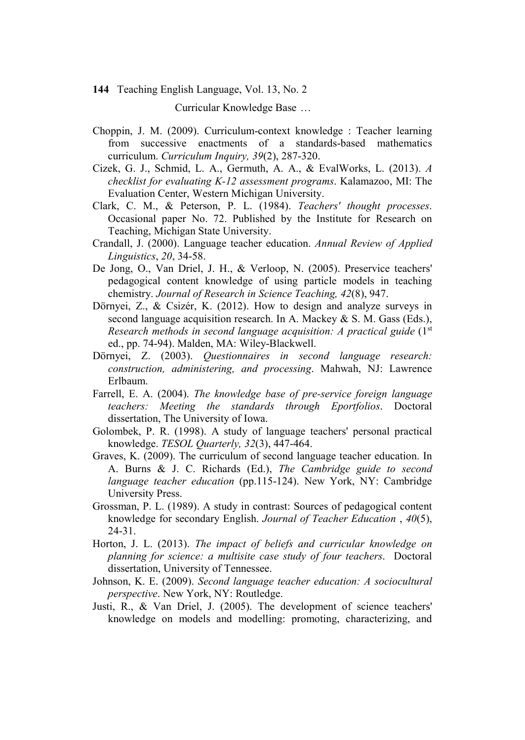Choppin, J. M. (2009). Curriculum-context knowledge : Teacher learning from successive enactments of a standards-based mathematics curriculum. *Curriculum Inquiry, 39*(2), 287-320.

Cizek, G. J., Schmid, L. A., Germuth, A. A., & EvalWorks, L. (2013). *A checklist for evaluating K-12 assessment programs*. Kalamazoo, MI: The Evaluation Center, Western Michigan University.

Clark, C. M., & Peterson, P. L. (1984). *Teachers' thought processes*. Occasional paper No. 72. Published by the Institute for Research on Teaching, Michigan State University.

Crandall, J. (2000). Language teacher education. *Annual Review of Applied Linguistics*, *20*, 34-58.

De Jong, O., Van Driel, J. H., & Verloop, N. (2005). Preservice teachers' pedagogical content knowledge of using particle models in teaching chemistry. *Journal of Research in Science Teaching, 42*(8), 947.

Dörnyei, Z., & Csizér, K. (2012). How to design and analyze surveys in second language acquisition research. In A. Mackey & S. M. Gass (Eds.), *Research methods in second language acquisition: A practical guide* (1st ed., pp. 74-94). Malden, MA: Wiley-Blackwell.

Dörnyei, Z. (2003). *Questionnaires in second language research: construction, administering, and processing*. Mahwah, NJ: Lawrence Erlbaum.

Farrell, E. A. (2004). *The knowledge base of pre-service foreign language teachers: Meeting the standards through Eportfolios*. Doctoral dissertation, The University of Iowa.

Golombek, P. R. (1998). A study of language teachers' personal practical knowledge. *TESOL Quarterly, 32*(3), 447-464.

Graves, K. (2009). The curriculum of second language teacher education. In A. Burns & J. C. Richards (Ed.), *The Cambridge guide to second language teacher education* (pp.115-124). New York, NY: Cambridge University Press.

Grossman, P. L. (1989). A study in contrast: Sources of pedagogical content knowledge for secondary English. *Journal of Teacher Education* , *40*(5), 24-31.

Horton, J. L. (2013). *The impact of beliefs and curricular knowledge on planning for science: a multisite case study of four teachers*. Doctoral dissertation, University of Tennessee.

Johnson, K. E. (2009). *Second language teacher education: A sociocultural perspective*. New York, NY: Routledge.

Justi, R., & Van Driel, J. (2005). The development of science teachers' knowledge on models and modelling: promoting, characterizing, and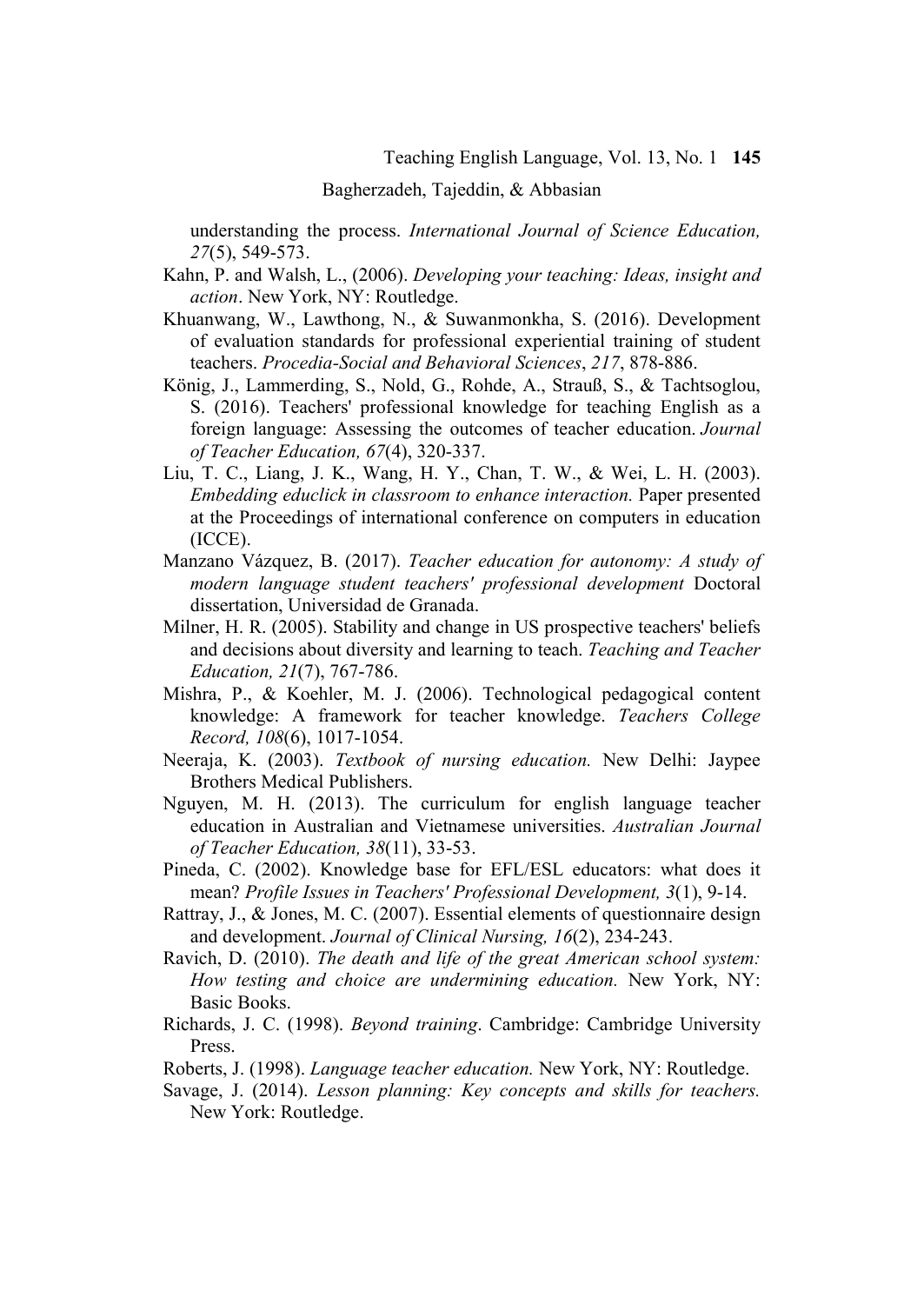understanding the process. *International Journal of Science Education, 27*(5), 549-573.

Kahn, P. and Walsh, L., (2006). *Developing your teaching: Ideas, insight and action*. New York, NY: Routledge.

Khuanwang, W., Lawthong, N., & Suwanmonkha, S. (2016). Development of evaluation standards for professional experiential training of student teachers. *Procedia-Social and Behavioral Sciences*, *217*, 878-886.

König, J., Lammerding, S., Nold, G., Rohde, A., Strauß, S., & Tachtsoglou, S. (2016). Teachers' professional knowledge for teaching English as a foreign language: Assessing the outcomes of teacher education. *Journal of Teacher Education, 67*(4), 320-337.

Liu, T. C., Liang, J. K., Wang, H. Y., Chan, T. W., & Wei, L. H. (2003). *Embedding educlick in classroom to enhance interaction.* Paper presented at the Proceedings of international conference on computers in education (ICCE).

Manzano Vázquez, B. (2017). *Teacher education for autonomy: A study of modern language student teachers' professional development* Doctoral dissertation, Universidad de Granada.

Milner, H. R. (2005). Stability and change in US prospective teachers' beliefs and decisions about diversity and learning to teach. *Teaching and Teacher Education, 21*(7), 767-786.

Mishra, P., & Koehler, M. J. (2006). Technological pedagogical content knowledge: A framework for teacher knowledge. *Teachers College Record, 108*(6), 1017-1054.

Neeraja, K. (2003). *Textbook of nursing education.* New Delhi: Jaypee Brothers Medical Publishers.

Nguyen, M. H. (2013). The curriculum for english language teacher education in Australian and Vietnamese universities. *Australian Journal of Teacher Education, 38*(11), 33-53.

Pineda, C. (2002). Knowledge base for EFL/ESL educators: what does it mean? *Profile Issues in Teachers' Professional Development, 3*(1), 9-14.

Rattray, J., & Jones, M. C. (2007). Essential elements of questionnaire design and development. *Journal of Clinical Nursing, 16*(2), 234-243.

Ravich, D. (2010). *The death and life of the great American school system: How testing and choice are undermining education.* New York, NY: Basic Books.

Richards, J. C. (1998). *Beyond training*. Cambridge: Cambridge University Press.

Roberts, J. (1998). *Language teacher education.* New York, NY: Routledge.

Savage, J. (2014). *Lesson planning: Key concepts and skills for teachers.* New York: Routledge.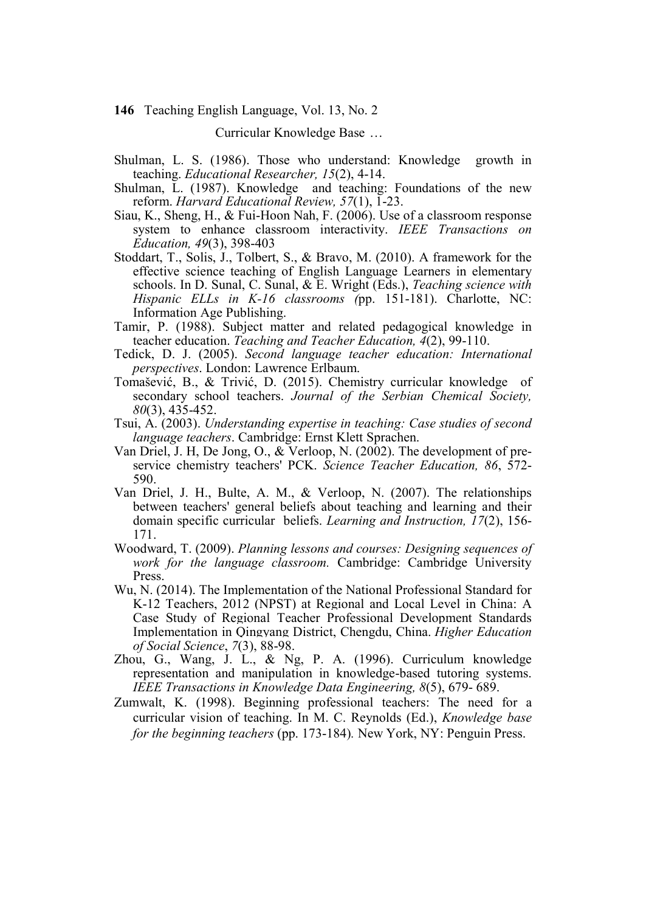Shulman, L. S. (1986). Those who understand: Knowledge growth in teaching. *Educational Researcher, 15*(2), 4-14.

Shulman, L. (1987). Knowledge and teaching: Foundations of the new reform. *Harvard Educational Review, 57*(1), 1-23.

Siau, K., Sheng, H., & Fui-Hoon Nah, F. (2006). Use of a classroom response system to enhance classroom interactivity. *IEEE Transactions on Education, 49*(3), 398-403

Stoddart, T., Solis, J., Tolbert, S., & Bravo, M. (2010). A framework for the effective science teaching of English Language Learners in elementary schools. In D. Sunal, C. Sunal, & E. Wright (Eds.), *Teaching science with Hispanic ELLs in K-16 classrooms (*pp. 151-181). Charlotte, NC: Information Age Publishing.

Tamir, P. (1988). Subject matter and related pedagogical knowledge in teacher education. *Teaching and Teacher Education, 4*(2), 99-110.

Tedick, D. J. (2005). *Second language teacher education: International perspectives*. London: Lawrence Erlbaum.

Tomašević, B., & Trivić, D. (2015). Chemistry curricular knowledge of secondary school teachers. *Journal of the Serbian Chemical Society, 80*(3), 435-452.

Tsui, A. (2003). *Understanding expertise in teaching: Case studies of second language teachers*. Cambridge: Ernst Klett Sprachen.

Van Driel, J. H, De Jong, O., & Verloop, N. (2002). The development of pre-service chemistry teachers' PCK. *Science Teacher Education, 86*, 572-590.

Van Driel, J. H., Bulte, A. M., & Verloop, N. (2007). The relationships between teachers' general beliefs about teaching and learning and their domain specific curricular beliefs. *Learning and Instruction, 17*(2), 156-171.

Woodward, T. (2009). *Planning lessons and courses: Designing sequences of work for the language classroom.* Cambridge: Cambridge University Press.

Wu, N. (2014). The Implementation of the National Professional Standard for K-12 Teachers, 2012 (NPST) at Regional and Local Level in China: A Case Study of Regional Teacher Professional Development Standards Implementation in Qingyang District, Chengdu, China. *Higher Education of Social Science*, *7*(3), 88-98.

Zhou, G., Wang, J. L., & Ng, P. A. (1996). Curriculum knowledge representation and manipulation in knowledge-based tutoring systems. *IEEE Transactions in Knowledge Data Engineering, 8*(5), 679- 689.

Zumwalt, K. (1998). Beginning professional teachers: The need for a curricular vision of teaching. In M. C. Reynolds (Ed.), *Knowledge base for the beginning teachers* (pp. 173-184)*.* New York, NY: Penguin Press.